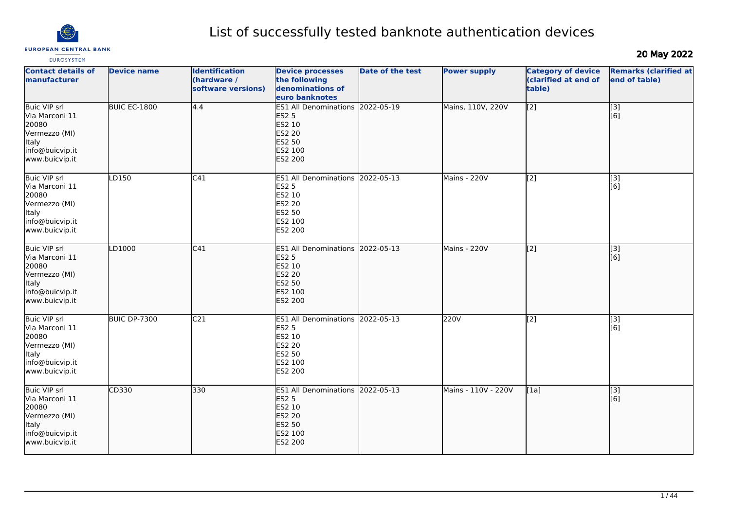# List of successfully tested banknote authentication devices

**20 May 2022**

| Contact details of manufacturer | Device name | Identification (hardware / software versions) | Device processes the following denominations of euro banknotes | Date of the test | Power supply | Category of device (clarified at end of table) | Remarks (clarified at end of table) |
|---|---|---|---|---|---|---|---|
| Buic VIP srl<br>Via Marconi 11<br>20080<br>Vermezzo (MI)<br>Italy<br>info@buicvip.it<br>www.buicvip.it | BUIC EC-1800 | 4.4 | ES1 All Denominations<br>ES2 5<br>ES2 10<br>ES2 20<br>ES2 50<br>ES2 100<br>ES2 200 | 2022-05-19 | Mains, 110V, 220V | [2] | [3]<br>[6] |
| Buic VIP srl<br>Via Marconi 11<br>20080<br>Vermezzo (MI)<br>Italy<br>info@buicvip.it<br>www.buicvip.it | LD150 | C41 | ES1 All Denominations<br>ES2 5<br>ES2 10<br>ES2 20<br>ES2 50<br>ES2 100<br>ES2 200 | 2022-05-13 | Mains - 220V | [2] | [3]<br>[6] |
| Buic VIP srl<br>Via Marconi 11<br>20080<br>Vermezzo (MI)<br>Italy<br>info@buicvip.it<br>www.buicvip.it | LD1000 | C41 | ES1 All Denominations<br>ES2 5<br>ES2 10<br>ES2 20<br>ES2 50<br>ES2 100<br>ES2 200 | 2022-05-13 | Mains - 220V | [2] | [3]<br>[6] |
| Buic VIP srl<br>Via Marconi 11<br>20080<br>Vermezzo (MI)<br>Italy<br>info@buicvip.it<br>www.buicvip.it | BUIC DP-7300 | C21 | ES1 All Denominations<br>ES2 5<br>ES2 10<br>ES2 20<br>ES2 50<br>ES2 100<br>ES2 200 | 2022-05-13 | 220V | [2] | [3]<br>[6] |
| Buic VIP srl<br>Via Marconi 11<br>20080<br>Vermezzo (MI)<br>Italy<br>info@buicvip.it<br>www.buicvip.it | CD330 | 330 | ES1 All Denominations<br>ES2 5<br>ES2 10<br>ES2 20<br>ES2 50<br>ES2 100<br>ES2 200 | 2022-05-13 | Mains - 110V - 220V | [1a] | [3]<br>[6] |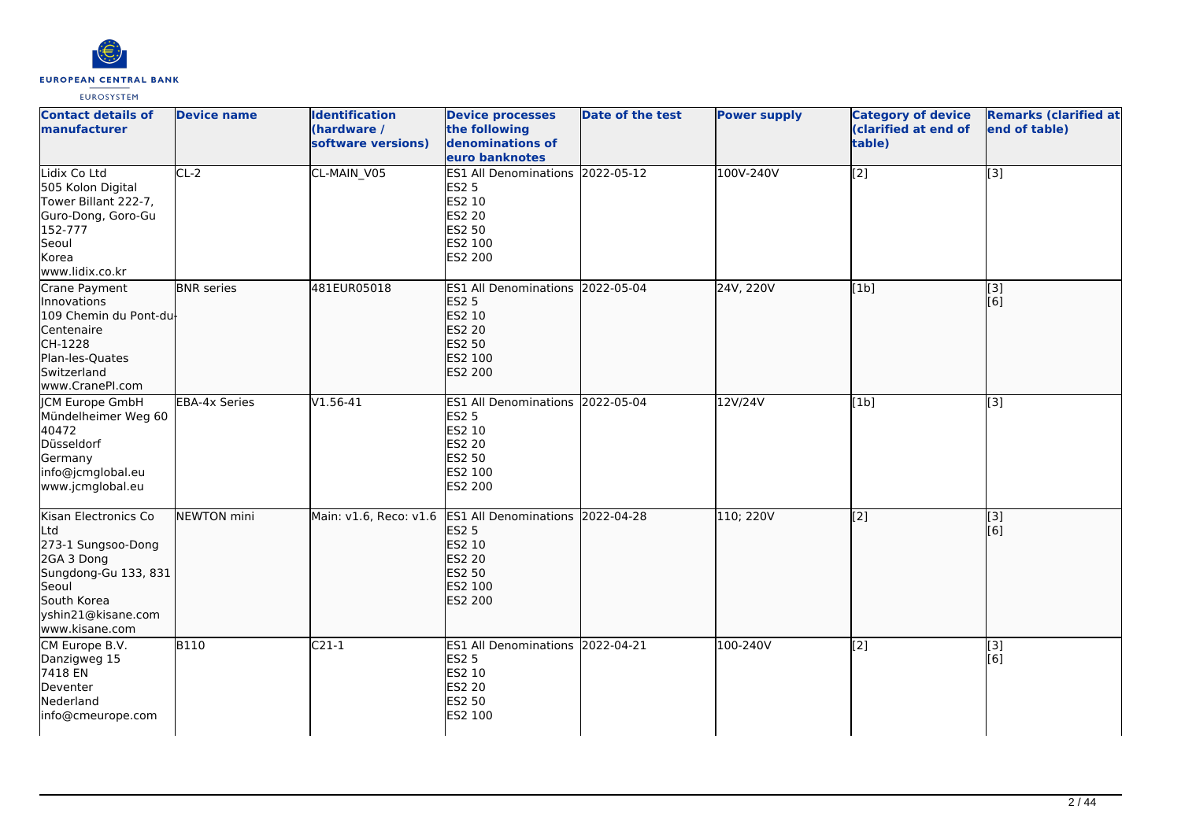| Contact details of manufacturer | Device name | Identification (hardware / software versions) | Device processes the following denominations of euro banknotes | Date of the test | Power supply | Category of device (clarified at end of table) | Remarks (clarified at end of table) |
|---|---|---|---|---|---|---|---|
| Lidix Co Ltd<br>505 Kolon Digital Tower Billant 222-7, Guro-Dong, Goro-Gu<br>152-777<br>Seoul<br>Korea<br>www.lidix.co.kr | CL-2 | CL-MAIN_V05 | ES1 All Denominations<br>ES2 5<br>ES2 10<br>ES2 20<br>ES2 50<br>ES2 100<br>ES2 200 | 2022-05-12 | 100V-240V | [2] | [3] |
| Crane Payment Innovations<br>109 Chemin du Pont-du-Centenaire<br>CH-1228<br>Plan-les-Quates<br>Switzerland<br>www.CranePI.com | BNR series | 481EUR05018 | ES1 All Denominations<br>ES2 5<br>ES2 10<br>ES2 20<br>ES2 50<br>ES2 100<br>ES2 200 | 2022-05-04 | 24V, 220V | [1b] | [3]<br>[6] |
| JCM Europe GmbH<br>Mündelheimer Weg 60<br>40472<br>Düsseldorf<br>Germany<br>info@jcmglobal.eu<br>www.jcmglobal.eu | EBA-4x Series | V1.56-41 | ES1 All Denominations<br>ES2 5<br>ES2 10<br>ES2 20<br>ES2 50<br>ES2 100<br>ES2 200 | 2022-05-04 | 12V/24V | [1b] | [3] |
| Kisan Electronics Co Ltd<br>273-1 Sungsoo-Dong 2GA 3 Dong<br>Sungdong-Gu 133, 831<br>Seoul<br>South Korea<br>yshin21@kisane.com<br>www.kisane.com | NEWTON mini | Main: v1.6, Reco: v1.6 | ES1 All Denominations<br>ES2 5<br>ES2 10<br>ES2 20<br>ES2 50<br>ES2 100<br>ES2 200 | 2022-04-28 | 110; 220V | [2] | [3]<br>[6] |
| CM Europe B.V.<br>Danzigweg 15<br>7418 EN<br>Deventer<br>Nederland<br>info@cmeurope.com | B110 | C21-1 | ES1 All Denominations<br>ES2 5<br>ES2 10<br>ES2 20<br>ES2 50<br>ES2 100 | 2022-04-21 | 100-240V | [2] | [3]<br>[6] |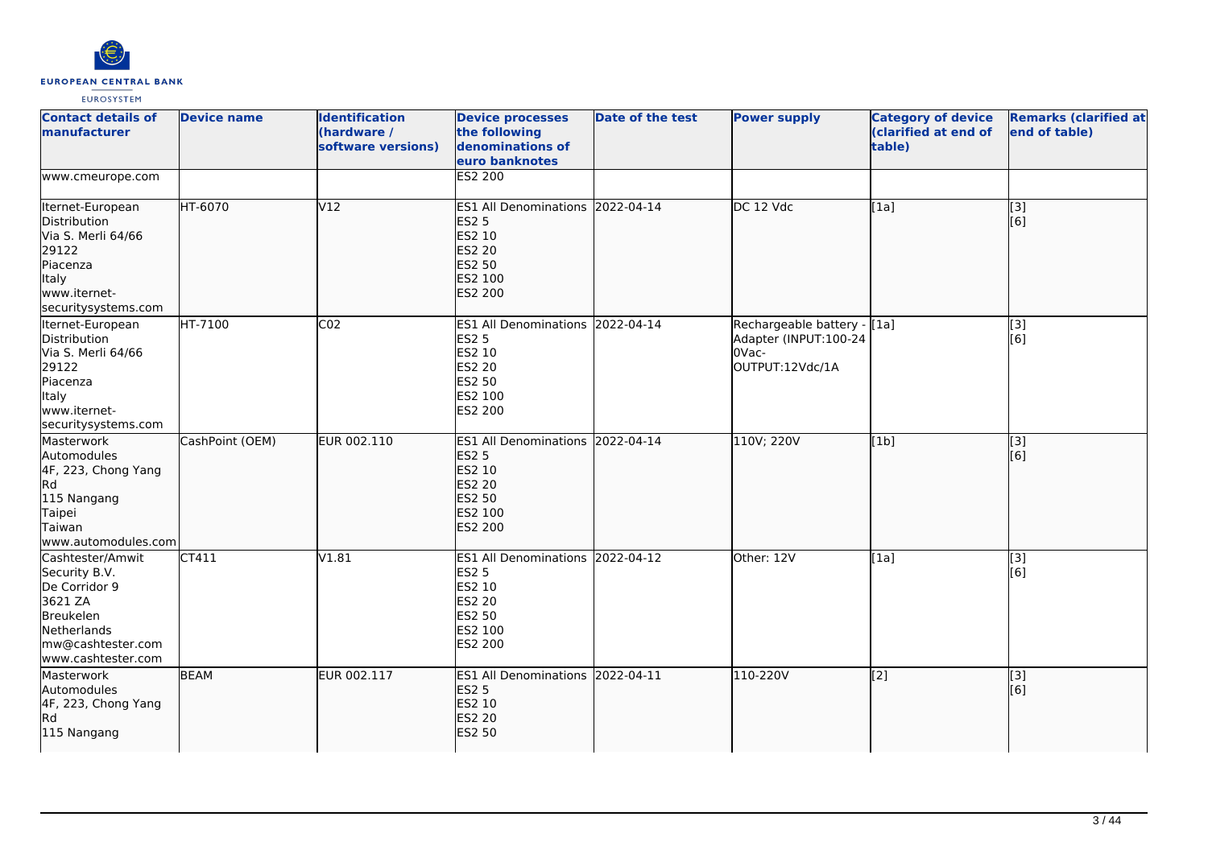| Contact details of manufacturer | Device name | Identification (hardware / software versions) | Device processes the following denominations of euro banknotes | Date of the test | Power supply | Category of device (clarified at end of table) | Remarks (clarified at end of table) |
|---|---|---|---|---|---|---|---|
| www.cmeurope.com | | | ES2 200 | | | | |
| Iternet-European Distribution<br>Via S. Merli 64/66<br>29122<br>Piacenza<br>Italy<br>www.iternet-securitysystems.com | HT-6070 | V12 | ES1 All Denominations<br>ES2 5<br>ES2 10<br>ES2 20<br>ES2 50<br>ES2 100<br>ES2 200 | 2022-04-14 | DC 12 Vdc | [1a] | [3]<br>[6] |
| Iternet-European Distribution<br>Via S. Merli 64/66<br>29122<br>Piacenza<br>Italy<br>www.iternet-securitysystems.com | HT-7100 | C02 | ES1 All Denominations<br>ES2 5<br>ES2 10<br>ES2 20<br>ES2 50<br>ES2 100<br>ES2 200 | 2022-04-14 | Rechargeable battery - Adapter (INPUT:100-240Vac-OUTPUT:12Vdc/1A | [1a] | [3]<br>[6] |
| Masterwork Automodules<br>4F, 223, Chong Yang Rd<br>115 Nangang<br>Taipei<br>Taiwan<br>www.automodules.com | CashPoint (OEM) | EUR 002.110 | ES1 All Denominations<br>ES2 5<br>ES2 10<br>ES2 20<br>ES2 50<br>ES2 100<br>ES2 200 | 2022-04-14 | 110V; 220V | [1b] | [3]<br>[6] |
| Cashtester/Amwit Security B.V.<br>De Corridor 9<br>3621 ZA<br>Breukelen<br>Netherlands<br>mw@cashtester.com<br>www.cashtester.com | CT411 | V1.81 | ES1 All Denominations<br>ES2 5<br>ES2 10<br>ES2 20<br>ES2 50<br>ES2 100<br>ES2 200 | 2022-04-12 | Other: 12V | [1a] | [3]<br>[6] |
| Masterwork Automodules<br>4F, 223, Chong Yang Rd<br>115 Nangang | BEAM | EUR 002.117 | ES1 All Denominations<br>ES2 5<br>ES2 10<br>ES2 20<br>ES2 50 | 2022-04-11 | 110-220V | [2] | [3]<br>[6] |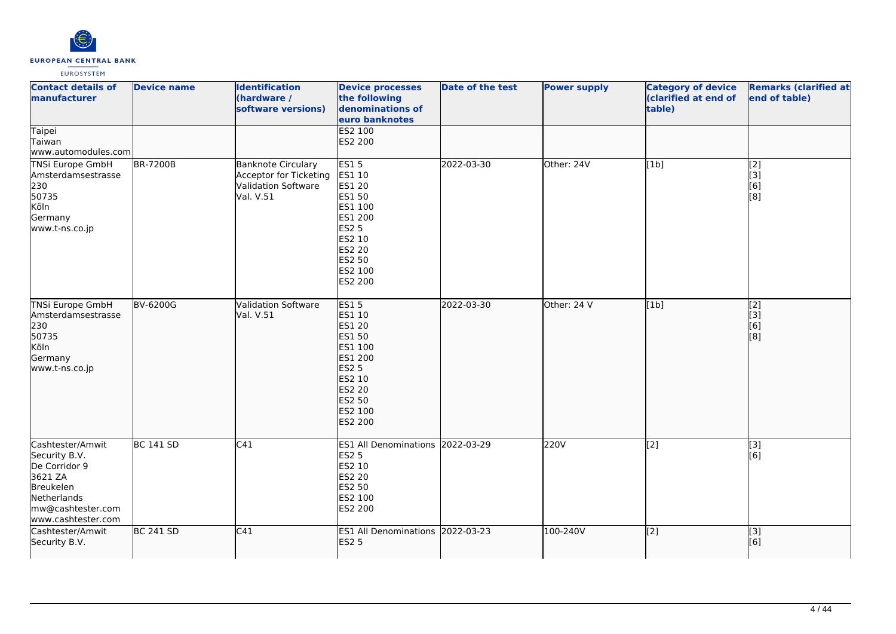| Contact details of manufacturer | Device name | Identification (hardware / software versions) | Device processes the following denominations of euro banknotes | Date of the test | Power supply | Category of device (clarified at end of table) | Remarks (clarified at end of table) |
|---|---|---|---|---|---|---|---|
| Taipei<br>Taiwan<br>www.automodules.com | | | ES2 100<br>ES2 200 | | | | |
| TNSi Europe GmbH<br>Amsterdamsestrasse 230<br>50735<br>Köln<br>Germany<br>www.t-ns.co.jp | BR-7200B | Banknote Circulary Acceptor for Ticketing Validation Software Val. V.51 | ES1 5<br>ES1 10<br>ES1 20<br>ES1 50<br>ES1 100<br>ES1 200<br>ES2 5<br>ES2 10<br>ES2 20<br>ES2 50<br>ES2 100<br>ES2 200 | 2022-03-30 | Other: 24V | [1b] | [2]<br>[3]<br>[6]<br>[8] |
| TNSi Europe GmbH<br>Amsterdamsestrasse 230<br>50735<br>Köln<br>Germany<br>www.t-ns.co.jp | BV-6200G | Validation Software Val. V.51 | ES1 5<br>ES1 10<br>ES1 20<br>ES1 50<br>ES1 100<br>ES1 200<br>ES2 5<br>ES2 10<br>ES2 20<br>ES2 50<br>ES2 100<br>ES2 200 | 2022-03-30 | Other: 24 V | [1b] | [2]<br>[3]<br>[6]<br>[8] |
| Cashtester/Amwit Security B.V.<br>De Corridor 9<br>3621 ZA<br>Breukelen<br>Netherlands<br>mw@cashtester.com<br>www.cashtester.com | BC 141 SD | C41 | ES1 All Denominations<br>ES2 5<br>ES2 10<br>ES2 20<br>ES2 50<br>ES2 100<br>ES2 200 | 2022-03-29 | 220V | [2] | [3]<br>[6] |
| Cashtester/Amwit Security B.V. | BC 241 SD | C41 | ES1 All Denominations<br>ES2 5 | 2022-03-23 | 100-240V | [2] | [3]<br>[6] |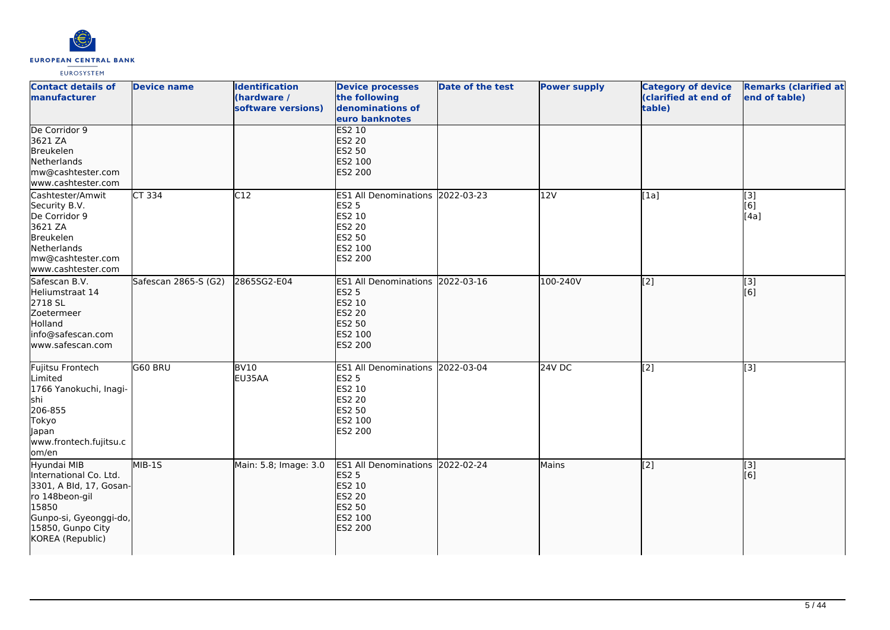| Contact details of manufacturer | Device name | Identification (hardware / software versions) | Device processes the following denominations of euro banknotes | Date of the test | Power supply | Category of device (clarified at end of table) | Remarks (clarified at end of table) |
|---|---|---|---|---|---|---|---|
| De Corridor 9<br>3621 ZA<br>Breukelen<br>Netherlands<br>mw@cashtester.com<br>www.cashtester.com | | | ES2 10<br>ES2 20<br>ES2 50<br>ES2 100<br>ES2 200 | | | | |
| Cashtester/Amwit Security B.V.<br>De Corridor 9<br>3621 ZA<br>Breukelen<br>Netherlands<br>mw@cashtester.com<br>www.cashtester.com | CT 334 | C12 | ES1 All Denominations<br>ES2 5<br>ES2 10<br>ES2 20<br>ES2 50<br>ES2 100<br>ES2 200 | 2022-03-23 | 12V | [1a] | [3]<br>[6]<br>[4a] |
| Safescan B.V.<br>Heliumstraat 14<br>2718 SL<br>Zoetermeer<br>Holland<br>info@safescan.com<br>www.safescan.com | Safescan 2865-S (G2) | 2865SG2-E04 | ES1 All Denominations<br>ES2 5<br>ES2 10<br>ES2 20<br>ES2 50<br>ES2 100<br>ES2 200 | 2022-03-16 | 100-240V | [2] | [3]<br>[6] |
| Fujitsu Frontech Limited<br>1766 Yanokuchi, Inagi-shi<br>206-855<br>Tokyo<br>Japan<br>www.frontech.fujitsu.com/en | G60 BRU | BV10<br>EU35AA | ES1 All Denominations<br>ES2 5<br>ES2 10<br>ES2 20<br>ES2 50<br>ES2 100<br>ES2 200 | 2022-03-04 | 24V DC | [2] | [3] |
| Hyundai MIB International Co. Ltd.<br>3301, A Bld, 17, Gosan-ro 148beon-gil<br>15850<br>Gunpo-si, Gyeonggi-do, 15850, Gunpo City<br>KOREA (Republic) | MIB-1S | Main: 5.8; Image: 3.0 | ES1 All Denominations<br>ES2 5<br>ES2 10<br>ES2 20<br>ES2 50<br>ES2 100<br>ES2 200 | 2022-02-24 | Mains | [2] | [3]<br>[6] |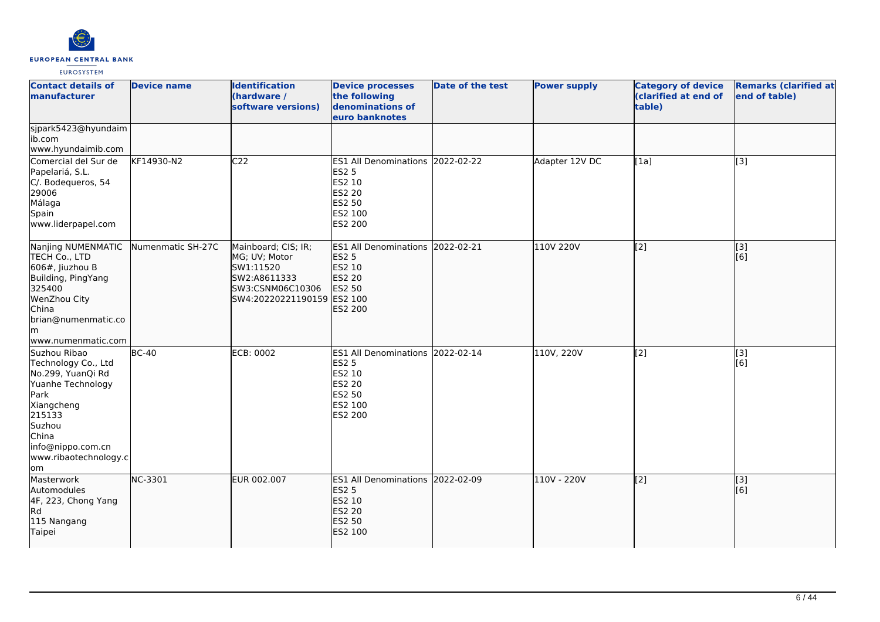| Contact details of manufacturer | Device name | Identification (hardware / software versions) | Device processes the following denominations of euro banknotes | Date of the test | Power supply | Category of device (clarified at end of table) | Remarks (clarified at end of table) |
|---|---|---|---|---|---|---|---|
| sjpark5423@hyundaimib.com<br>www.hyundaimib.com | | | | | | | |
| Comercial del Sur de Papelariá, S.L.<br>C/. Bodequeros, 54<br>29006<br>Málaga<br>Spain<br>www.liderpapel.com | KF14930-N2 | C22 | ES1 All Denominations<br>ES2 5<br>ES2 10<br>ES2 20<br>ES2 50<br>ES2 100<br>ES2 200 | 2022-02-22 | Adapter 12V DC | [1a] | [3] |
| Nanjing NUMENMATIC TECH Co., LTD<br>606#, Jiuzhou B Building, PingYang<br>325400<br>WenZhou City<br>China<br>brian@numenmatic.com<br>www.numenmatic.com | Numenmatic SH-27C | Mainboard; CIS; IR; MG; UV; Motor<br>SW1:11520<br>SW2:A8611333<br>SW3:CSNM06C10306<br>SW4:20220221190159 | ES1 All Denominations<br>ES2 5<br>ES2 10<br>ES2 20<br>ES2 50<br>ES2 100<br>ES2 200 | 2022-02-21 | 110V 220V | [2] | [3]<br>[6] |
| Suzhou Ribao Technology Co., Ltd<br>No.299, YuanQi Rd<br>Yuanhe Technology Park<br>Xiangcheng<br>215133<br>Suzhou<br>China<br>info@nippo.com.cn<br>www.ribaotechnology.com | BC-40 | ECB: 0002 | ES1 All Denominations<br>ES2 5<br>ES2 10<br>ES2 20<br>ES2 50<br>ES2 100<br>ES2 200 | 2022-02-14 | 110V, 220V | [2] | [3]<br>[6] |
| Masterwork Automodules<br>4F, 223, Chong Yang Rd<br>115 Nangang<br>Taipei | NC-3301 | EUR 002.007 | ES1 All Denominations<br>ES2 5<br>ES2 10<br>ES2 20<br>ES2 50<br>ES2 100 | 2022-02-09 | 110V - 220V | [2] | [3]<br>[6] |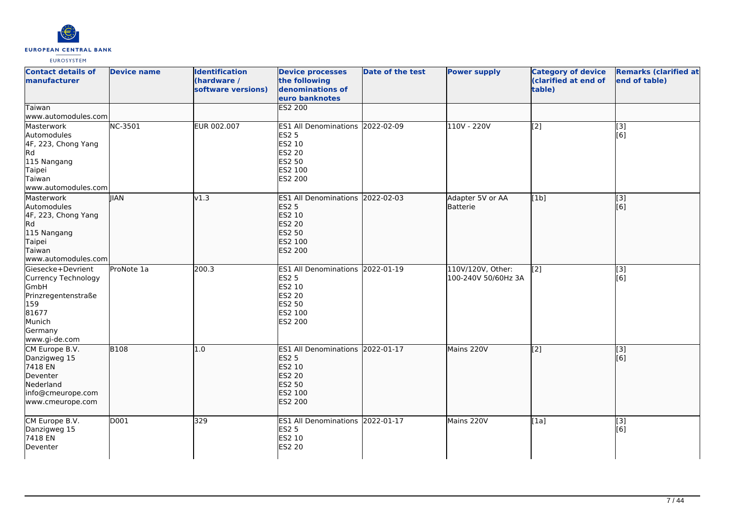| Contact details of manufacturer | Device name | Identification (hardware / software versions) | Device processes the following denominations of euro banknotes | Date of the test | Power supply | Category of device (clarified at end of table) | Remarks (clarified at end of table) |
|---|---|---|---|---|---|---|---|
| Taiwan<br>www.automodules.com | | | ES2 200 | | | | |
| Masterwork<br>Automodules<br>4F, 223, Chong Yang Rd<br>115 Nangang<br>Taipei<br>Taiwan<br>www.automodules.com | NC-3501 | EUR 002.007 | ES1 All Denominations<br>ES2 5<br>ES2 10<br>ES2 20<br>ES2 50<br>ES2 100<br>ES2 200 | 2022-02-09 | 110V - 220V | [2] | [3]<br>[6] |
| Masterwork<br>Automodules<br>4F, 223, Chong Yang Rd<br>115 Nangang<br>Taipei<br>Taiwan<br>www.automodules.com | JIAN | v1.3 | ES1 All Denominations<br>ES2 5<br>ES2 10<br>ES2 20<br>ES2 50<br>ES2 100<br>ES2 200 | 2022-02-03 | Adapter 5V or AA Batterie | [1b] | [3]<br>[6] |
| Giesecke+Devrient Currency Technology GmbH<br>Prinzregentenstraße 159<br>81677<br>Munich<br>Germany<br>www.gi-de.com | ProNote 1a | 200.3 | ES1 All Denominations<br>ES2 5<br>ES2 10<br>ES2 20<br>ES2 50<br>ES2 100<br>ES2 200 | 2022-01-19 | 110V/120V, Other: 100-240V 50/60Hz 3A | [2] | [3]<br>[6] |
| CM Europe B.V.<br>Danzigweg 15<br>7418 EN<br>Deventer<br>Nederland<br>info@cmeurope.com<br>www.cmeurope.com | B108 | 1.0 | ES1 All Denominations<br>ES2 5<br>ES2 10<br>ES2 20<br>ES2 50<br>ES2 100<br>ES2 200 | 2022-01-17 | Mains 220V | [2] | [3]<br>[6] |
| CM Europe B.V.<br>Danzigweg 15<br>7418 EN<br>Deventer | D001 | 329 | ES1 All Denominations<br>ES2 5<br>ES2 10<br>ES2 20 | 2022-01-17 | Mains 220V | [1a] | [3]<br>[6] |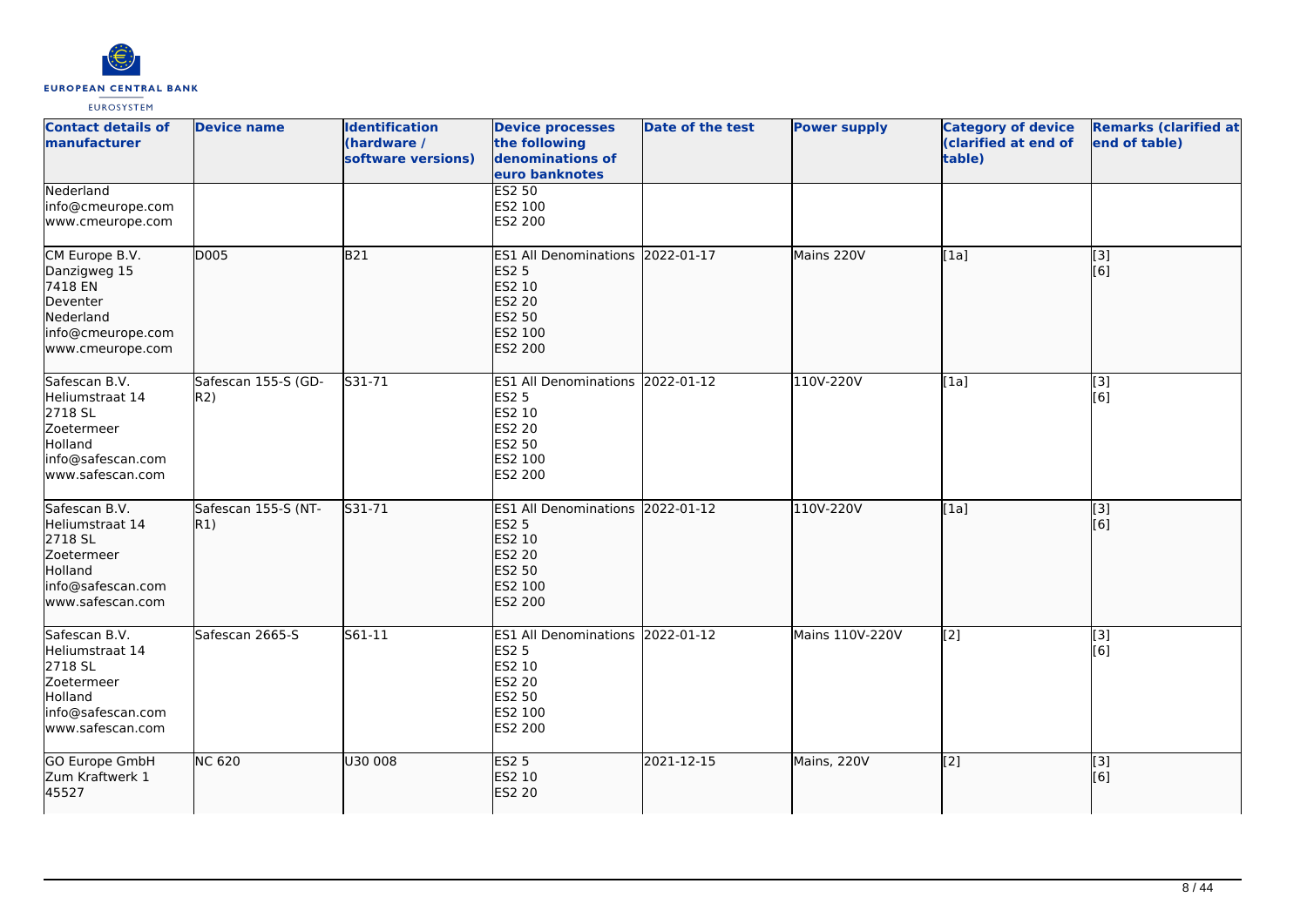| Contact details of manufacturer | Device name | Identification (hardware / software versions) | Device processes the following denominations of euro banknotes | Date of the test | Power supply | Category of device (clarified at end of table) | Remarks (clarified at end of table) |
|---|---|---|---|---|---|---|---|
| Nederland<br>info@cmeurope.com<br>www.cmeurope.com | | | ES2 50<br>ES2 100<br>ES2 200 | | | | |
| CM Europe B.V.<br>Danzigweg 15<br>7418 EN<br>Deventer<br>Nederland<br>info@cmeurope.com<br>www.cmeurope.com | D005 | B21 | ES1 All Denominations<br>ES2 5<br>ES2 10<br>ES2 20<br>ES2 50<br>ES2 100<br>ES2 200 | 2022-01-17 | Mains 220V | [1a] | [3]<br>[6] |
| Safescan B.V.<br>Heliumstraat 14<br>2718 SL<br>Zoetermeer<br>Holland<br>info@safescan.com<br>www.safescan.com | Safescan 155-S (GD-R2) | S31-71 | ES1 All Denominations<br>ES2 5<br>ES2 10<br>ES2 20<br>ES2 50<br>ES2 100<br>ES2 200 | 2022-01-12 | 110V-220V | [1a] | [3]<br>[6] |
| Safescan B.V.<br>Heliumstraat 14<br>2718 SL<br>Zoetermeer<br>Holland<br>info@safescan.com<br>www.safescan.com | Safescan 155-S (NT-R1) | S31-71 | ES1 All Denominations<br>ES2 5<br>ES2 10<br>ES2 20<br>ES2 50<br>ES2 100<br>ES2 200 | 2022-01-12 | 110V-220V | [1a] | [3]<br>[6] |
| Safescan B.V.<br>Heliumstraat 14<br>2718 SL<br>Zoetermeer<br>Holland<br>info@safescan.com<br>www.safescan.com | Safescan 2665-S | S61-11 | ES1 All Denominations<br>ES2 5<br>ES2 10<br>ES2 20<br>ES2 50<br>ES2 100<br>ES2 200 | 2022-01-12 | Mains 110V-220V | [2] | [3]<br>[6] |
| GO Europe GmbH<br>Zum Kraftwerk 1<br>45527 | NC 620 | U30 008 | ES2 5<br>ES2 10<br>ES2 20 | 2021-12-15 | Mains, 220V | [2] | [3]<br>[6] |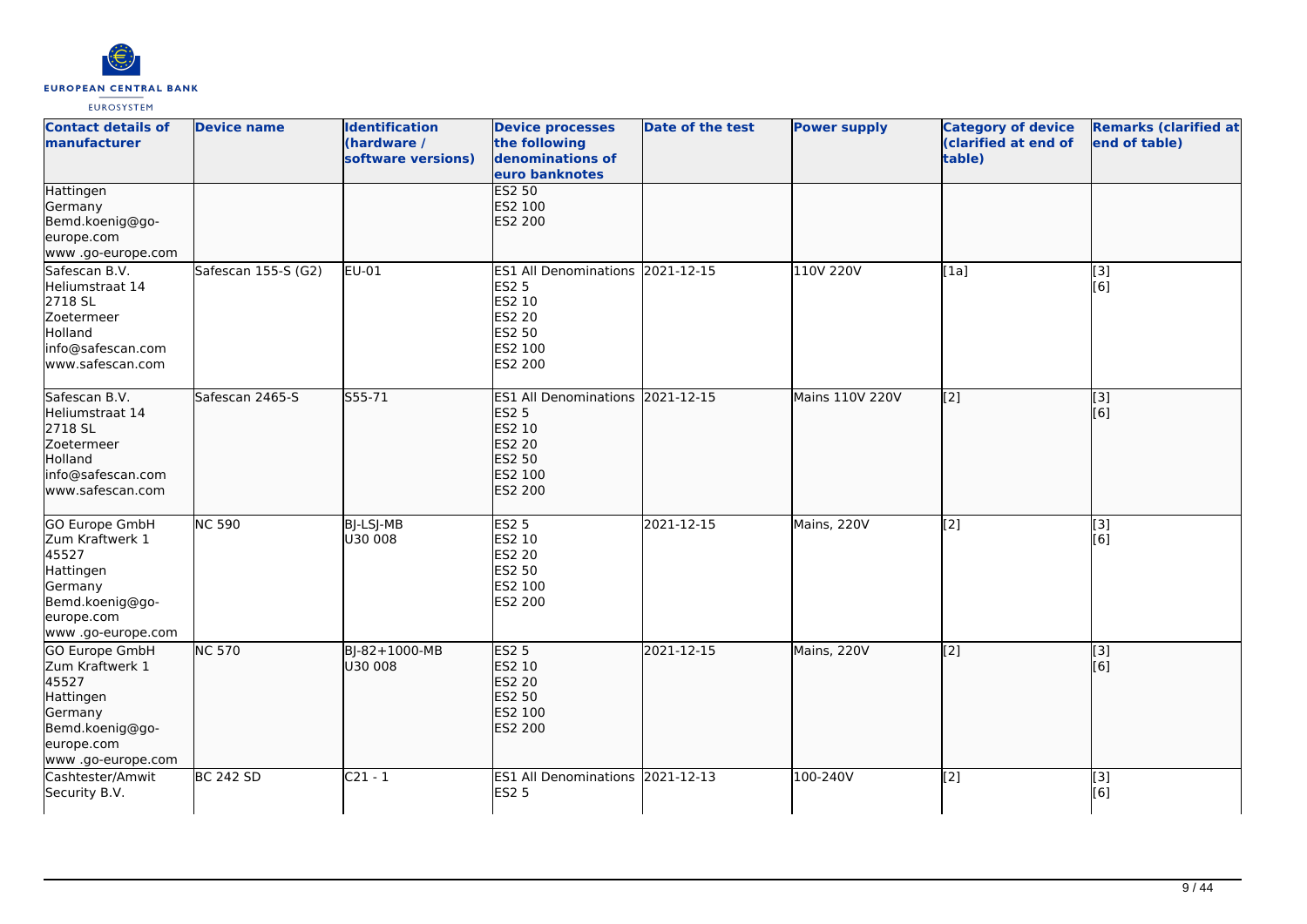| Contact details of manufacturer | Device name | Identification (hardware / software versions) | Device processes the following denominations of euro banknotes | Date of the test | Power supply | Category of device (clarified at end of table) | Remarks (clarified at end of table) |
|---|---|---|---|---|---|---|---|
| Hattingen<br>Germany<br>Bemd.koenig@go-europe.com<br>www .go-europe.com | | | ES2 50<br>ES2 100<br>ES2 200 | | | | |
| Safescan B.V.<br>Heliumstraat 14<br>2718 SL<br>Zoetermeer<br>Holland<br>info@safescan.com<br>www.safescan.com | Safescan 155-S (G2) | EU-01 | ES1 All Denominations<br>ES2 5<br>ES2 10<br>ES2 20<br>ES2 50<br>ES2 100<br>ES2 200 | 2021-12-15 | 110V 220V | [1a] | [3]<br>[6] |
| Safescan B.V.<br>Heliumstraat 14<br>2718 SL<br>Zoetermeer<br>Holland<br>info@safescan.com<br>www.safescan.com | Safescan 2465-S | S55-71 | ES1 All Denominations<br>ES2 5<br>ES2 10<br>ES2 20<br>ES2 50<br>ES2 100<br>ES2 200 | 2021-12-15 | Mains 110V 220V | [2] | [3]<br>[6] |
| GO Europe GmbH<br>Zum Kraftwerk 1<br>45527<br>Hattingen<br>Germany<br>Bemd.koenig@go-europe.com<br>www .go-europe.com | NC 590 | BJ-LSJ-MB<br>U30 008 | ES2 5<br>ES2 10<br>ES2 20<br>ES2 50<br>ES2 100<br>ES2 200 | 2021-12-15 | Mains, 220V | [2] | [3]<br>[6] |
| GO Europe GmbH<br>Zum Kraftwerk 1<br>45527<br>Hattingen<br>Germany<br>Bemd.koenig@go-europe.com<br>www .go-europe.com | NC 570 | BJ-82+1000-MB<br>U30 008 | ES2 5<br>ES2 10<br>ES2 20<br>ES2 50<br>ES2 100<br>ES2 200 | 2021-12-15 | Mains, 220V | [2] | [3]<br>[6] |
| Cashtester/Amwit Security B.V. | BC 242 SD | C21 - 1 | ES1 All Denominations<br>ES2 5 | 2021-12-13 | 100-240V | [2] | [3]<br>[6] |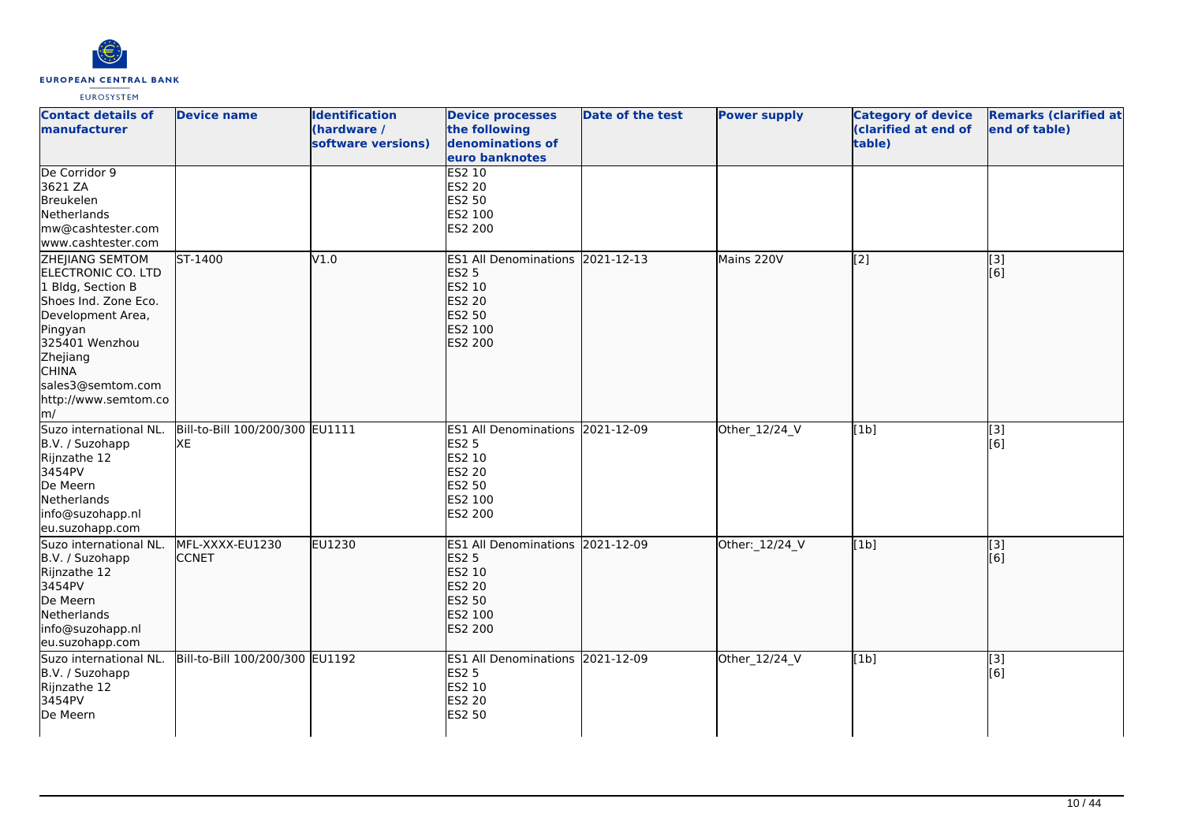| Contact details of manufacturer | Device name | Identification (hardware / software versions) | Device processes the following denominations of euro banknotes | Date of the test | Power supply | Category of device (clarified at end of table) | Remarks (clarified at end of table) |
|---|---|---|---|---|---|---|---|
| De Corridor 9<br>3621 ZA<br>Breukelen<br>Netherlands<br>mw@cashtester.com<br>www.cashtester.com | | | ES2 10<br>ES2 20<br>ES2 50<br>ES2 100<br>ES2 200 | | | | |
| ZHEJIANG SEMTOM ELECTRONIC CO. LTD<br>1 Bldg, Section B<br>Shoes Ind. Zone Eco. Development Area, Pingyan<br>325401 Wenzhou<br>Zhejiang<br>CHINA<br>sales3@semtom.com<br>http://www.semtom.com/ | ST-1400 | V1.0 | ES1 All Denominations<br>ES2 5<br>ES2 10<br>ES2 20<br>ES2 50<br>ES2 100<br>ES2 200 | 2021-12-13 | Mains 220V | [2] | [3]<br>[6] |
| Suzo international NL. B.V. / Suzohapp<br>Rijnzathe 12<br>3454PV<br>De Meern<br>Netherlands<br>info@suzohapp.nl<br>eu.suzohapp.com | Bill-to-Bill 100/200/300 XE | EU1111 | ES1 All Denominations<br>ES2 5<br>ES2 10<br>ES2 20<br>ES2 50<br>ES2 100<br>ES2 200 | 2021-12-09 | Other_12/24_V | [1b] | [3]<br>[6] |
| Suzo international NL. B.V. / Suzohapp<br>Rijnzathe 12<br>3454PV<br>De Meern<br>Netherlands<br>info@suzohapp.nl<br>eu.suzohapp.com | MFL-XXXX-EU1230 CCNET | EU1230 | ES1 All Denominations<br>ES2 5<br>ES2 10<br>ES2 20<br>ES2 50<br>ES2 100<br>ES2 200 | 2021-12-09 | Other:_12/24_V | [1b] | [3]<br>[6] |
| Suzo international NL. B.V. / Suzohapp<br>Rijnzathe 12<br>3454PV<br>De Meern | Bill-to-Bill 100/200/300 | EU1192 | ES1 All Denominations<br>ES2 5<br>ES2 10<br>ES2 20<br>ES2 50 | 2021-12-09 | Other_12/24_V | [1b] | [3]<br>[6] |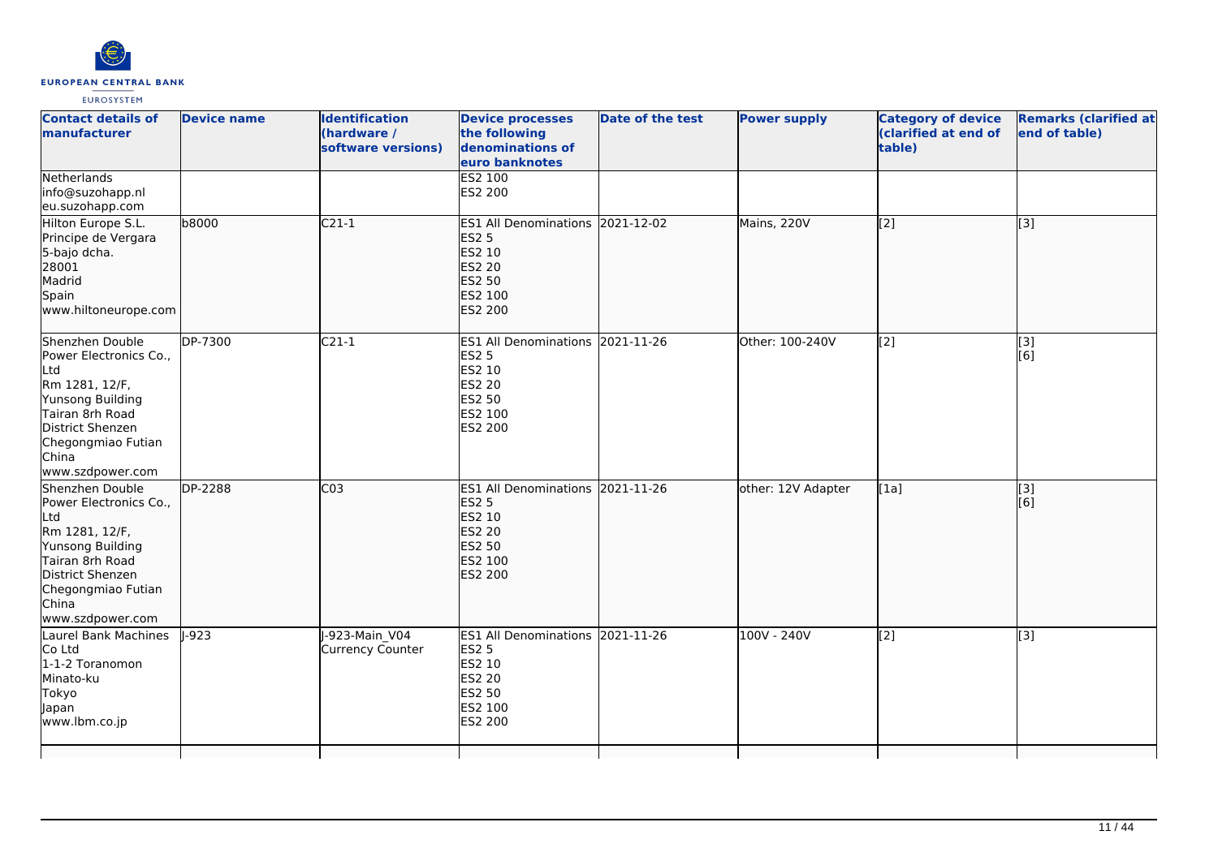| Contact details of manufacturer | Device name | Identification (hardware / software versions) | Device processes the following denominations of euro banknotes | Date of the test | Power supply | Category of device (clarified at end of table) | Remarks (clarified at end of table) |
|---|---|---|---|---|---|---|---|
| Netherlands<br>info@suzohapp.nl<br>eu.suzohapp.com | | | ES2 100<br>ES2 200 | | | | |
| Hilton Europe S.L.<br>Principe de Vergara<br>5-bajo dcha.<br>28001<br>Madrid<br>Spain<br>www.hiltoneurope.com | b8000 | C21-1 | ES1 All Denominations<br>ES2 5<br>ES2 10<br>ES2 20<br>ES2 50<br>ES2 100<br>ES2 200 | 2021-12-02 | Mains, 220V | [2] | [3] |
| Shenzhen Double Power Electronics Co., Ltd<br>Rm 1281, 12/F,<br>Yunsong Building<br>Tairan 8rh Road<br>District Shenzen<br>Chegongmiao Futian<br>China<br>www.szdpower.com | DP-7300 | C21-1 | ES1 All Denominations<br>ES2 5<br>ES2 10<br>ES2 20<br>ES2 50<br>ES2 100<br>ES2 200 | 2021-11-26 | Other: 100-240V | [2] | [3]<br>[6] |
| Shenzhen Double Power Electronics Co., Ltd<br>Rm 1281, 12/F,<br>Yunsong Building<br>Tairan 8rh Road<br>District Shenzen<br>Chegongmiao Futian<br>China<br>www.szdpower.com | DP-2288 | C03 | ES1 All Denominations<br>ES2 5<br>ES2 10<br>ES2 20<br>ES2 50<br>ES2 100<br>ES2 200 | 2021-11-26 | other: 12V Adapter | [1a] | [3]<br>[6] |
| Laurel Bank Machines Co Ltd<br>1-1-2 Toranomon<br>Minato-ku<br>Tokyo<br>Japan<br>www.lbm.co.jp | J-923 | J-923-Main_V04 Currency Counter | ES1 All Denominations<br>ES2 5<br>ES2 10<br>ES2 20<br>ES2 50<br>ES2 100<br>ES2 200 | 2021-11-26 | 100V - 240V | [2] | [3] |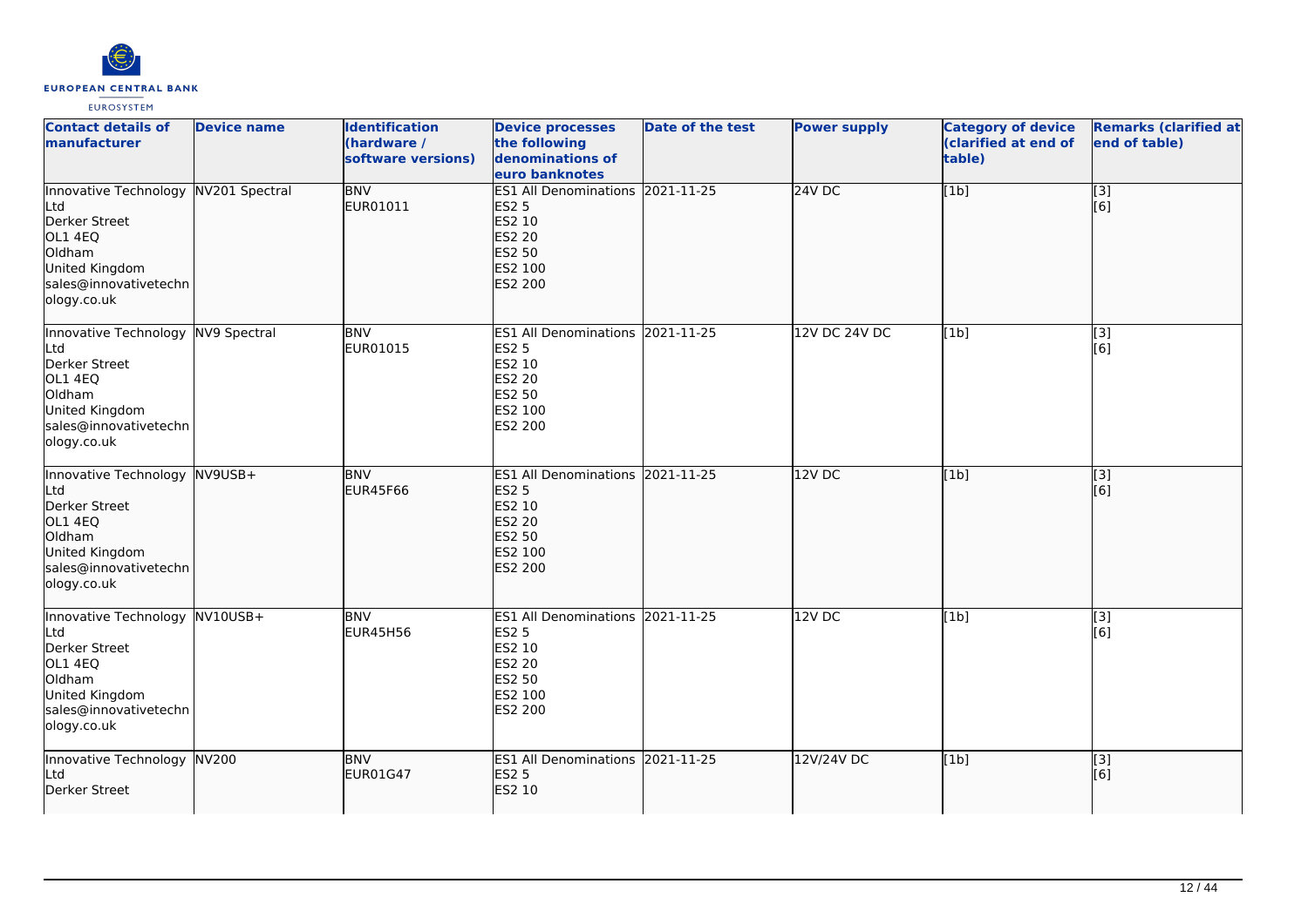| Contact details of manufacturer | Device name | Identification (hardware / software versions) | Device processes the following denominations of euro banknotes | Date of the test | Power supply | Category of device (clarified at end of table) | Remarks (clarified at end of table) |
|---|---|---|---|---|---|---|---|
| Innovative Technology Ltd<br>Derker Street<br>OL1 4EQ<br>Oldham<br>United Kingdom<br>sales@innovativetechnology.co.uk | NV201 Spectral | BNV<br>EUR01011 | ES1 All Denominations<br>ES2 5<br>ES2 10<br>ES2 20<br>ES2 50<br>ES2 100<br>ES2 200 | 2021-11-25 | 24V DC | [1b] | [3]<br>[6] |
| Innovative Technology Ltd<br>Derker Street<br>OL1 4EQ<br>Oldham<br>United Kingdom<br>sales@innovativetechnology.co.uk | NV9 Spectral | BNV<br>EUR01015 | ES1 All Denominations<br>ES2 5<br>ES2 10<br>ES2 20<br>ES2 50<br>ES2 100<br>ES2 200 | 2021-11-25 | 12V DC 24V DC | [1b] | [3]<br>[6] |
| Innovative Technology Ltd<br>Derker Street<br>OL1 4EQ<br>Oldham<br>United Kingdom<br>sales@innovativetechnology.co.uk | NV9USB+ | BNV<br>EUR45F66 | ES1 All Denominations<br>ES2 5<br>ES2 10<br>ES2 20<br>ES2 50<br>ES2 100<br>ES2 200 | 2021-11-25 | 12V DC | [1b] | [3]<br>[6] |
| Innovative Technology Ltd<br>Derker Street<br>OL1 4EQ<br>Oldham<br>United Kingdom<br>sales@innovativetechnology.co.uk | NV10USB+ | BNV<br>EUR45H56 | ES1 All Denominations<br>ES2 5<br>ES2 10<br>ES2 20<br>ES2 50<br>ES2 100<br>ES2 200 | 2021-11-25 | 12V DC | [1b] | [3]<br>[6] |
| Innovative Technology Ltd<br>Derker Street | NV200 | BNV<br>EUR01G47 | ES1 All Denominations<br>ES2 5<br>ES2 10 | 2021-11-25 | 12V/24V DC | [1b] | [3]<br>[6] |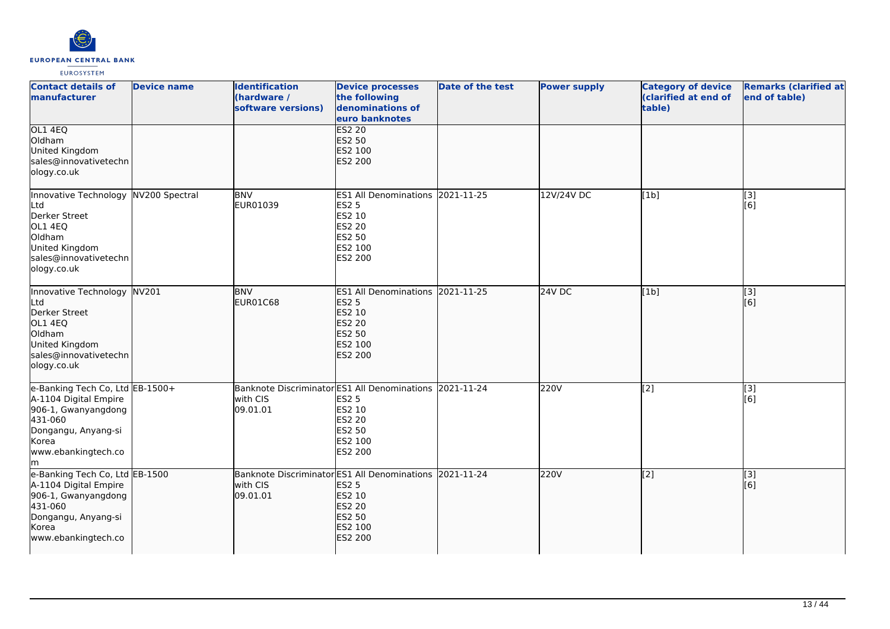| Contact details of manufacturer | Device name | Identification (hardware / software versions) | Device processes the following denominations of euro banknotes | Date of the test | Power supply | Category of device (clarified at end of table) | Remarks (clarified at end of table) |
|---|---|---|---|---|---|---|---|
| OL1 4EQ<br>Oldham<br>United Kingdom<br>sales@innovativetechnology.co.uk | | | ES2 20<br>ES2 50<br>ES2 100<br>ES2 200 | | | | |
| Innovative Technology Ltd<br>Derker Street<br>OL1 4EQ<br>Oldham<br>United Kingdom<br>sales@innovativetechnology.co.uk | NV200 Spectral | BNV<br>EUR01039 | ES1 All Denominations<br>ES2 5<br>ES2 10<br>ES2 20<br>ES2 50<br>ES2 100<br>ES2 200 | 2021-11-25 | 12V/24V DC | [1b] | [3]<br>[6] |
| Innovative Technology Ltd<br>Derker Street<br>OL1 4EQ<br>Oldham<br>United Kingdom<br>sales@innovativetechnology.co.uk | NV201 | BNV<br>EUR01C68 | ES1 All Denominations<br>ES2 5<br>ES2 10<br>ES2 20<br>ES2 50<br>ES2 100<br>ES2 200 | 2021-11-25 | 24V DC | [1b] | [3]<br>[6] |
| e-Banking Tech Co, Ltd<br>A-1104 Digital Empire<br>906-1, Gwanyangdong<br>431-060<br>Dongangu, Anyang-si<br>Korea<br>www.ebankingtech.com | EB-1500+ | Banknote Discriminator with CIS<br>09.01.01 | ES1 All Denominations<br>ES2 5<br>ES2 10<br>ES2 20<br>ES2 50<br>ES2 100<br>ES2 200 | 2021-11-24 | 220V | [2] | [3]<br>[6] |
| e-Banking Tech Co, Ltd<br>A-1104 Digital Empire<br>906-1, Gwanyangdong<br>431-060<br>Dongangu, Anyang-si<br>Korea<br>www.ebankingtech.co | EB-1500 | Banknote Discriminator with CIS<br>09.01.01 | ES1 All Denominations<br>ES2 5<br>ES2 10<br>ES2 20<br>ES2 50<br>ES2 100<br>ES2 200 | 2021-11-24 | 220V | [2] | [3]<br>[6] |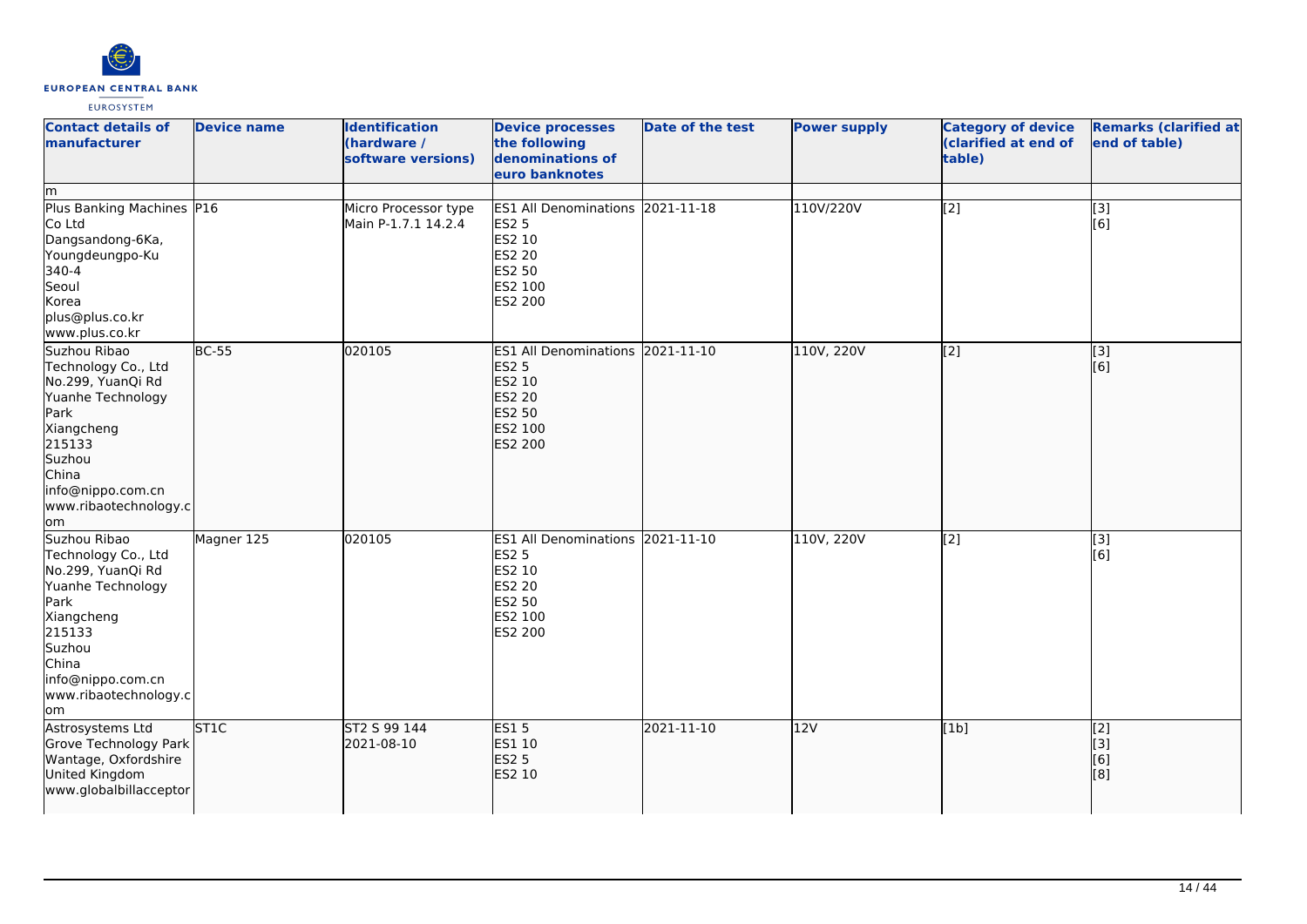| Contact details of manufacturer | Device name | Identification (hardware / software versions) | Device processes the following denominations of euro banknotes | Date of the test | Power supply | Category of device (clarified at end of table) | Remarks (clarified at end of table) |
| --- | --- | --- | --- | --- | --- | --- | --- |
| m | | | | | | | |
| Plus Banking Machines Co Ltd<br>Dangsandong-6Ka, Youngdeungpo-Ku<br>340-4<br>Seoul<br>Korea<br>plus@plus.co.kr<br>www.plus.co.kr | P16 | Micro Processor type Main P-1.7.1 14.2.4 | ES1 All Denominations<br>ES2 5<br>ES2 10<br>ES2 20<br>ES2 50<br>ES2 100<br>ES2 200 | 2021-11-18 | 110V/220V | [2] | [3]<br>[6] |
| Suzhou Ribao Technology Co., Ltd<br>No.299, YuanQi Rd<br>Yuanhe Technology Park<br>Xiangcheng<br>215133<br>Suzhou<br>China<br>info@nippo.com.cn<br>www.ribaotechnology.com | BC-55 | 020105 | ES1 All Denominations<br>ES2 5<br>ES2 10<br>ES2 20<br>ES2 50<br>ES2 100<br>ES2 200 | 2021-11-10 | 110V, 220V | [2] | [3]<br>[6] |
| Suzhou Ribao Technology Co., Ltd<br>No.299, YuanQi Rd<br>Yuanhe Technology Park<br>Xiangcheng<br>215133<br>Suzhou<br>China<br>info@nippo.com.cn<br>www.ribaotechnology.com | Magner 125 | 020105 | ES1 All Denominations<br>ES2 5<br>ES2 10<br>ES2 20<br>ES2 50<br>ES2 100<br>ES2 200 | 2021-11-10 | 110V, 220V | [2] | [3]<br>[6] |
| Astrosystems Ltd<br>Grove Technology Park<br>Wantage, Oxfordshire<br>United Kingdom<br>www.globalbillacceptor | ST1C | ST2 S 99 144<br>2021-08-10 | ES1 5<br>ES1 10<br>ES2 5<br>ES2 10 | 2021-11-10 | 12V | [1b] | [2]<br>[3]<br>[6]<br>[8] |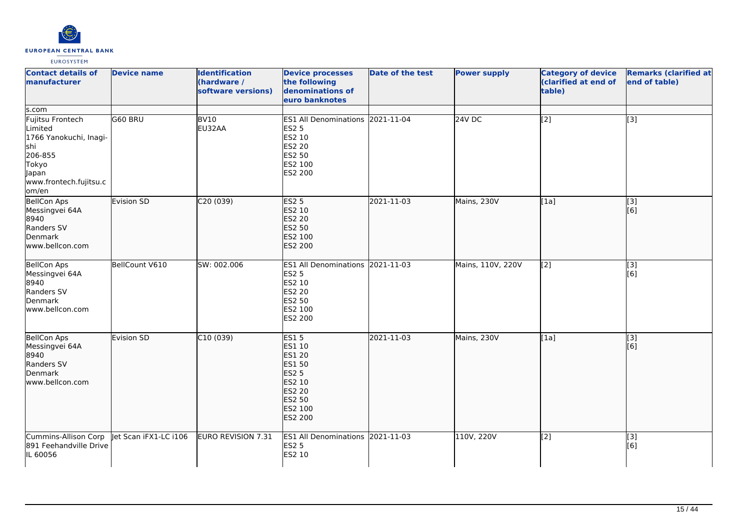| Contact details of manufacturer | Device name | Identification (hardware / software versions) | Device processes the following denominations of euro banknotes | Date of the test | Power supply | Category of device (clarified at end of table) | Remarks (clarified at end of table) |
|---|---|---|---|---|---|---|---|
| s.com | | | | | | | |
| Fujitsu Frontech Limited<br>1766 Yanokuchi, Inagi-shi<br>206-855<br>Tokyo<br>Japan<br>www.frontech.fujitsu.com/en | G60 BRU | BV10<br>EU32AA | ES1 All Denominations<br>ES2 5<br>ES2 10<br>ES2 20<br>ES2 50<br>ES2 100<br>ES2 200 | 2021-11-04 | 24V DC | [2] | [3] |
| BellCon Aps<br>Messingvei 64A<br>8940<br>Randers SV<br>Denmark<br>www.bellcon.com | Evision SD | C20 (039) | ES2 5<br>ES2 10<br>ES2 20<br>ES2 50<br>ES2 100<br>ES2 200 | 2021-11-03 | Mains, 230V | [1a] | [3]<br>[6] |
| BellCon Aps<br>Messingvei 64A<br>8940<br>Randers SV<br>Denmark<br>www.bellcon.com | BellCount V610 | SW: 002.006 | ES1 All Denominations<br>ES2 5<br>ES2 10<br>ES2 20<br>ES2 50<br>ES2 100<br>ES2 200 | 2021-11-03 | Mains, 110V, 220V | [2] | [3]<br>[6] |
| BellCon Aps<br>Messingvei 64A<br>8940<br>Randers SV<br>Denmark<br>www.bellcon.com | Evision SD | C10 (039) | ES1 5<br>ES1 10<br>ES1 20<br>ES1 50<br>ES2 5<br>ES2 10<br>ES2 20<br>ES2 50<br>ES2 100<br>ES2 200 | 2021-11-03 | Mains, 230V | [1a] | [3]<br>[6] |
| Cummins-Allison Corp<br>891 Feehandville Drive<br>IL 60056 | Jet Scan iFX1-LC i106 | EURO REVISION 7.31 | ES1 All Denominations<br>ES2 5<br>ES2 10 | 2021-11-03 | 110V, 220V | [2] | [3]<br>[6] |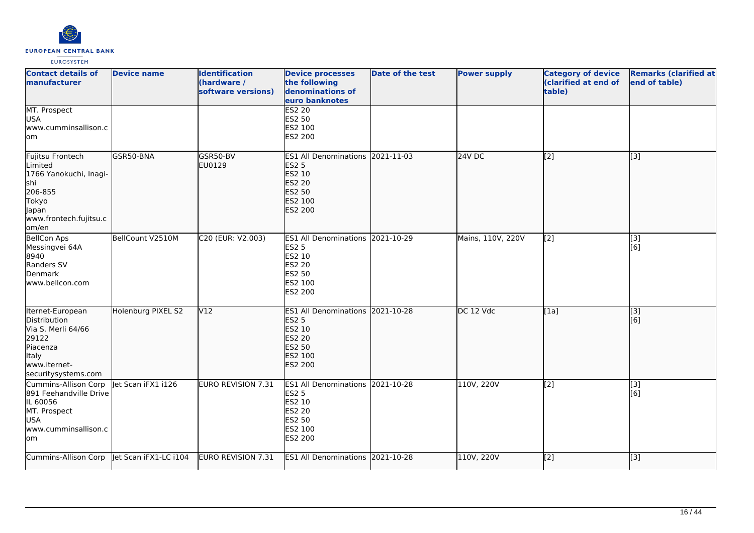| Contact details of manufacturer | Device name | Identification (hardware / software versions) | Device processes the following denominations of euro banknotes | Date of the test | Power supply | Category of device (clarified at end of table) | Remarks (clarified at end of table) |
| --- | --- | --- | --- | --- | --- | --- | --- |
| MT. Prospect<br>USA<br>www.cumminsallison.com | | | ES2 20<br>ES2 50<br>ES2 100<br>ES2 200 | | | | |
| Fujitsu Frontech Limited<br>1766 Yanokuchi, Inagi-shi<br>206-855<br>Tokyo<br>Japan<br>www.frontech.fujitsu.com/en | GSR50-BNA | GSR50-BV<br>EU0129 | ES1 All Denominations<br>ES2 5<br>ES2 10<br>ES2 20<br>ES2 50<br>ES2 100<br>ES2 200 | 2021-11-03 | 24V DC | [2] | [3] |
| BellCon Aps<br>Messingvei 64A<br>8940<br>Randers SV<br>Denmark<br>www.bellcon.com | BellCount V2510M | C20 (EUR: V2.003) | ES1 All Denominations<br>ES2 5<br>ES2 10<br>ES2 20<br>ES2 50<br>ES2 100<br>ES2 200 | 2021-10-29 | Mains, 110V, 220V | [2] | [3]<br>[6] |
| Iternet-European Distribution<br>Via S. Merli 64/66<br>29122<br>Piacenza<br>Italy<br>www.iternet-securitysystems.com | Holenburg PIXEL S2 | V12 | ES1 All Denominations<br>ES2 5<br>ES2 10<br>ES2 20<br>ES2 50<br>ES2 100<br>ES2 200 | 2021-10-28 | DC 12 Vdc | [1a] | [3]<br>[6] |
| Cummins-Allison Corp<br>891 Feehandville Drive<br>IL 60056<br>MT. Prospect<br>USA<br>www.cumminsallison.com | Jet Scan iFX1 i126 | EURO REVISION 7.31 | ES1 All Denominations<br>ES2 5<br>ES2 10<br>ES2 20<br>ES2 50<br>ES2 100<br>ES2 200 | 2021-10-28 | 110V, 220V | [2] | [3]<br>[6] |
| Cummins-Allison Corp | Jet Scan iFX1-LC i104 | EURO REVISION 7.31 | ES1 All Denominations | 2021-10-28 | 110V, 220V | [2] | [3] |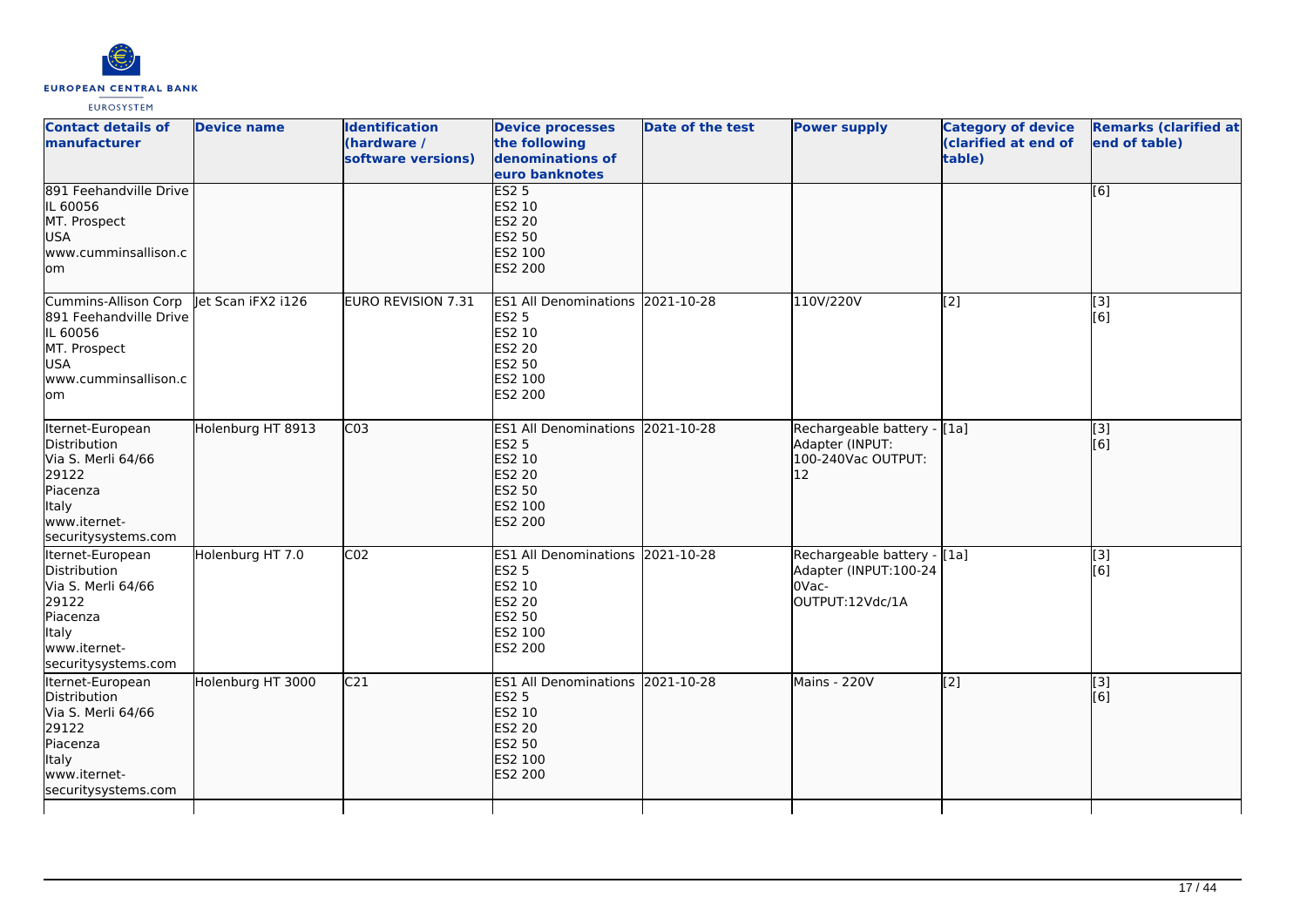| Contact details of manufacturer | Device name | Identification (hardware / software versions) | Device processes the following denominations of euro banknotes | Date of the test | Power supply | Category of device (clarified at end of table) | Remarks (clarified at end of table) |
|---|---|---|---|---|---|---|---|
| 891 Feehandville Drive<br>IL 60056<br>MT. Prospect<br>USA<br>www.cumminsallison.com | | | ES2 5<br>ES2 10<br>ES2 20<br>ES2 50<br>ES2 100<br>ES2 200 | | | | [6] |
| Cummins-Allison Corp<br>891 Feehandville Drive<br>IL 60056<br>MT. Prospect<br>USA<br>www.cumminsallison.com | Jet Scan iFX2 i126 | EURO REVISION 7.31 | ES1 All Denominations<br>ES2 5<br>ES2 10<br>ES2 20<br>ES2 50<br>ES2 100<br>ES2 200 | 2021-10-28 | 110V/220V | [2] | [3]<br>[6] |
| Iternet-European Distribution<br>Via S. Merli 64/66<br>29122<br>Piacenza<br>Italy<br>www.iternet-securitysystems.com | Holenburg HT 8913 | C03 | ES1 All Denominations<br>ES2 5<br>ES2 10<br>ES2 20<br>ES2 50<br>ES2 100<br>ES2 200 | 2021-10-28 | Rechargeable battery - Adapter (INPUT: 100-240Vac OUTPUT: 12 | [1a] | [3]<br>[6] |
| Iternet-European Distribution<br>Via S. Merli 64/66<br>29122<br>Piacenza<br>Italy<br>www.iternet-securitysystems.com | Holenburg HT 7.0 | C02 | ES1 All Denominations<br>ES2 5<br>ES2 10<br>ES2 20<br>ES2 50<br>ES2 100<br>ES2 200 | 2021-10-28 | Rechargeable battery - Adapter (INPUT:100-240Vac-OUTPUT:12Vdc/1A | [1a] | [3]<br>[6] |
| Iternet-European Distribution<br>Via S. Merli 64/66<br>29122<br>Piacenza<br>Italy<br>www.iternet-securitysystems.com | Holenburg HT 3000 | C21 | ES1 All Denominations<br>ES2 5<br>ES2 10<br>ES2 20<br>ES2 50<br>ES2 100<br>ES2 200 | 2021-10-28 | Mains - 220V | [2] | [3]<br>[6] |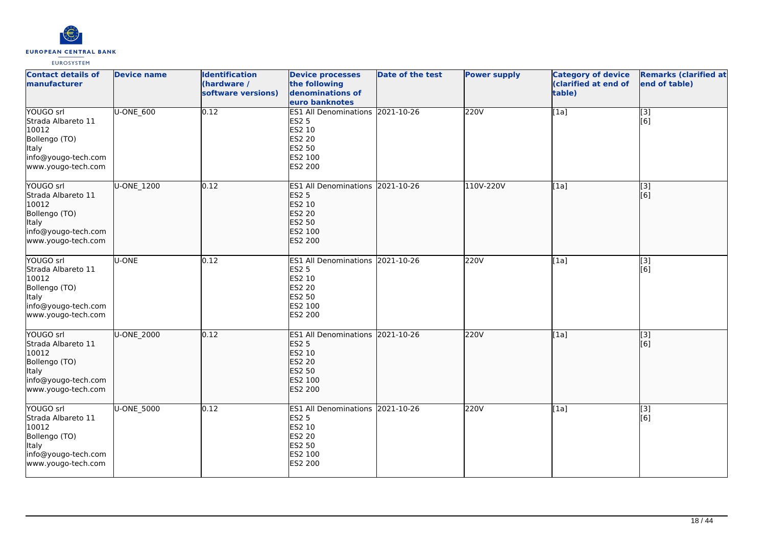| Contact details of manufacturer | Device name | Identification (hardware / software versions) | Device processes the following denominations of euro banknotes | Date of the test | Power supply | Category of device (clarified at end of table) | Remarks (clarified at end of table) |
|---|---|---|---|---|---|---|---|
| YOUGO srl<br>Strada Albareto 11<br>10012<br>Bollengo (TO)<br>Italy<br>info@yougo-tech.com<br>www.yougo-tech.com | U-ONE_600 | 0.12 | ES1 All Denominations<br>ES2 5<br>ES2 10<br>ES2 20<br>ES2 50<br>ES2 100<br>ES2 200 | 2021-10-26 | 220V | [1a] | [3]<br>[6] |
| YOUGO srl<br>Strada Albareto 11<br>10012<br>Bollengo (TO)<br>Italy<br>info@yougo-tech.com<br>www.yougo-tech.com | U-ONE_1200 | 0.12 | ES1 All Denominations<br>ES2 5<br>ES2 10<br>ES2 20<br>ES2 50<br>ES2 100<br>ES2 200 | 2021-10-26 | 110V-220V | [1a] | [3]<br>[6] |
| YOUGO srl<br>Strada Albareto 11<br>10012<br>Bollengo (TO)<br>Italy<br>info@yougo-tech.com<br>www.yougo-tech.com | U-ONE | 0.12 | ES1 All Denominations<br>ES2 5<br>ES2 10<br>ES2 20<br>ES2 50<br>ES2 100<br>ES2 200 | 2021-10-26 | 220V | [1a] | [3]<br>[6] |
| YOUGO srl<br>Strada Albareto 11<br>10012<br>Bollengo (TO)<br>Italy<br>info@yougo-tech.com<br>www.yougo-tech.com | U-ONE_2000 | 0.12 | ES1 All Denominations<br>ES2 5<br>ES2 10<br>ES2 20<br>ES2 50<br>ES2 100<br>ES2 200 | 2021-10-26 | 220V | [1a] | [3]<br>[6] |
| YOUGO srl<br>Strada Albareto 11<br>10012<br>Bollengo (TO)<br>Italy<br>info@yougo-tech.com<br>www.yougo-tech.com | U-ONE_5000 | 0.12 | ES1 All Denominations<br>ES2 5<br>ES2 10<br>ES2 20<br>ES2 50<br>ES2 100<br>ES2 200 | 2021-10-26 | 220V | [1a] | [3]<br>[6] |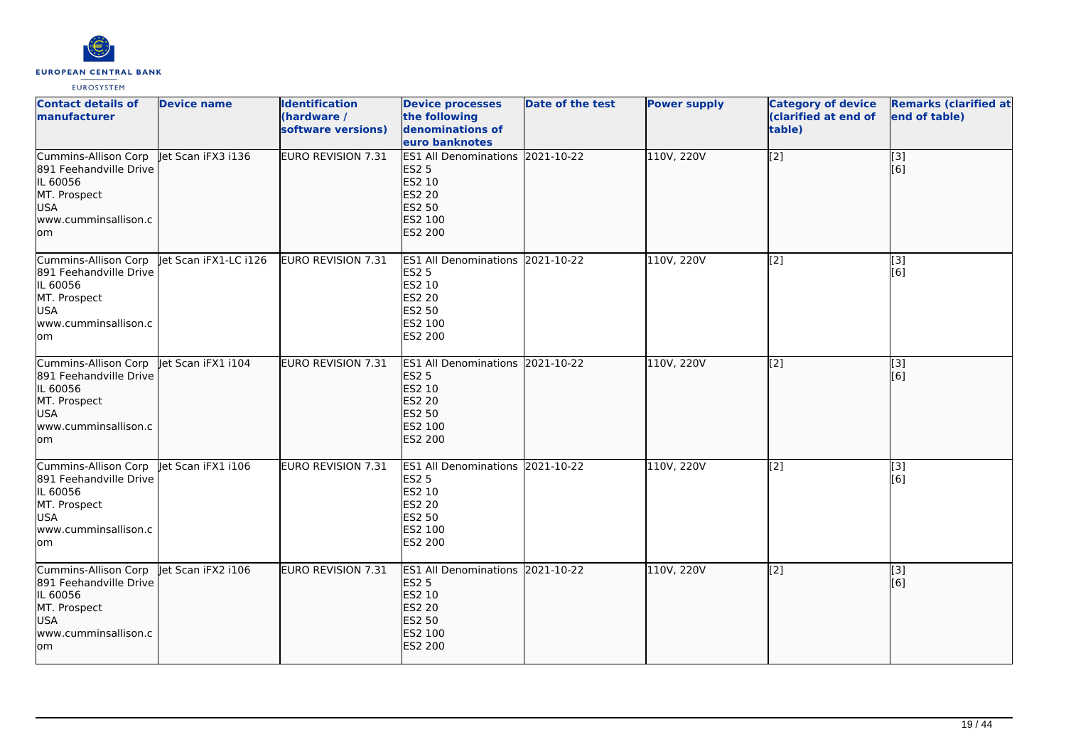| Contact details of manufacturer | Device name | Identification (hardware / software versions) | Device processes the following denominations of euro banknotes | Date of the test | Power supply | Category of device (clarified at end of table) | Remarks (clarified at end of table) |
|---|---|---|---|---|---|---|---|
| Cummins-Allison Corp 891 Feehandville Drive IL 60056 MT. Prospect USA www.cumminsallison.com | Jet Scan iFX3 i136 | EURO REVISION 7.31 | ES1 All Denominations ES2 5 ES2 10 ES2 20 ES2 50 ES2 100 ES2 200 | 2021-10-22 | 110V, 220V | [2] | [3] [6] |
| Cummins-Allison Corp 891 Feehandville Drive IL 60056 MT. Prospect USA www.cumminsallison.com | Jet Scan iFX1-LC i126 | EURO REVISION 7.31 | ES1 All Denominations ES2 5 ES2 10 ES2 20 ES2 50 ES2 100 ES2 200 | 2021-10-22 | 110V, 220V | [2] | [3] [6] |
| Cummins-Allison Corp 891 Feehandville Drive IL 60056 MT. Prospect USA www.cumminsallison.com | Jet Scan iFX1 i104 | EURO REVISION 7.31 | ES1 All Denominations ES2 5 ES2 10 ES2 20 ES2 50 ES2 100 ES2 200 | 2021-10-22 | 110V, 220V | [2] | [3] [6] |
| Cummins-Allison Corp 891 Feehandville Drive IL 60056 MT. Prospect USA www.cumminsallison.com | Jet Scan iFX1 i106 | EURO REVISION 7.31 | ES1 All Denominations ES2 5 ES2 10 ES2 20 ES2 50 ES2 100 ES2 200 | 2021-10-22 | 110V, 220V | [2] | [3] [6] |
| Cummins-Allison Corp 891 Feehandville Drive IL 60056 MT. Prospect USA www.cumminsallison.com | Jet Scan iFX2 i106 | EURO REVISION 7.31 | ES1 All Denominations ES2 5 ES2 10 ES2 20 ES2 50 ES2 100 ES2 200 | 2021-10-22 | 110V, 220V | [2] | [3] [6] |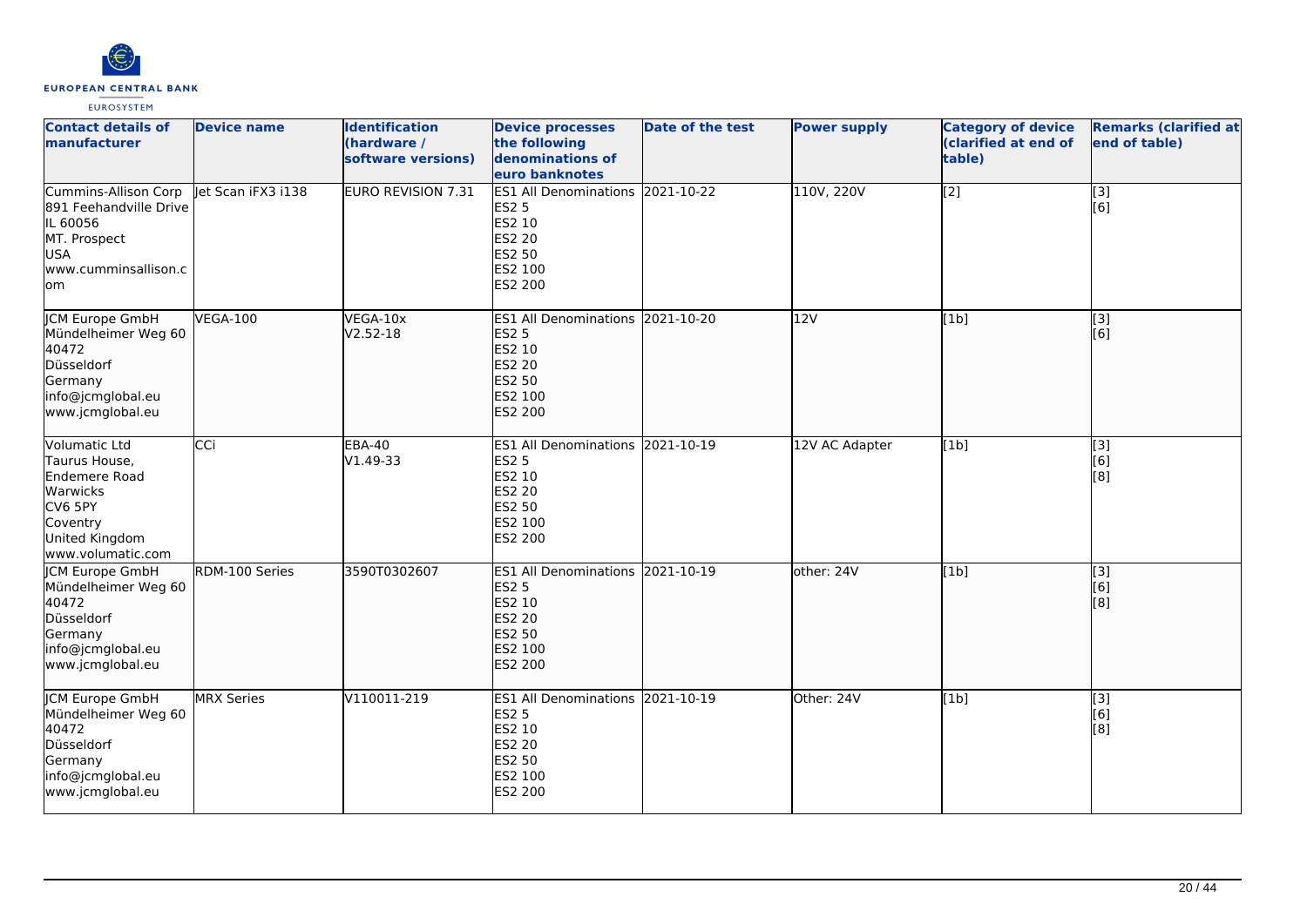| Contact details of manufacturer | Device name | Identification (hardware / software versions) | Device processes the following denominations of euro banknotes | Date of the test | Power supply | Category of device (clarified at end of table) | Remarks (clarified at end of table) |
|---|---|---|---|---|---|---|---|
| Cummins-Allison Corp<br>891 Feehandville Drive<br>IL 60056<br>MT. Prospect<br>USA<br>www.cumminsallison.com | Jet Scan iFX3 i138 | EURO REVISION 7.31 | ES1 All Denominations<br>ES2 5<br>ES2 10<br>ES2 20<br>ES2 50<br>ES2 100<br>ES2 200 | 2021-10-22 | 110V, 220V | [2] | [3]<br>[6] |
| JCM Europe GmbH<br>Mündelheimer Weg 60<br>40472<br>Düsseldorf<br>Germany<br>info@jcmglobal.eu<br>www.jcmglobal.eu | VEGA-100 | VEGA-10x<br>V2.52-18 | ES1 All Denominations<br>ES2 5<br>ES2 10<br>ES2 20<br>ES2 50<br>ES2 100<br>ES2 200 | 2021-10-20 | 12V | [1b] | [3]<br>[6] |
| Volumatic Ltd<br>Taurus House,<br>Endemere Road<br>Warwicks<br>CV6 5PY<br>Coventry<br>United Kingdom<br>www.volumatic.com | CCi | EBA-40<br>V1.49-33 | ES1 All Denominations<br>ES2 5<br>ES2 10<br>ES2 20<br>ES2 50<br>ES2 100<br>ES2 200 | 2021-10-19 | 12V AC Adapter | [1b] | [3]<br>[6]<br>[8] |
| JCM Europe GmbH<br>Mündelheimer Weg 60<br>40472<br>Düsseldorf<br>Germany<br>info@jcmglobal.eu<br>www.jcmglobal.eu | RDM-100 Series | 3590T0302607 | ES1 All Denominations<br>ES2 5<br>ES2 10<br>ES2 20<br>ES2 50<br>ES2 100<br>ES2 200 | 2021-10-19 | other: 24V | [1b] | [3]<br>[6]<br>[8] |
| JCM Europe GmbH<br>Mündelheimer Weg 60<br>40472<br>Düsseldorf<br>Germany<br>info@jcmglobal.eu<br>www.jcmglobal.eu | MRX Series | V110011-219 | ES1 All Denominations<br>ES2 5<br>ES2 10<br>ES2 20<br>ES2 50<br>ES2 100<br>ES2 200 | 2021-10-19 | Other: 24V | [1b] | [3]<br>[6]<br>[8] |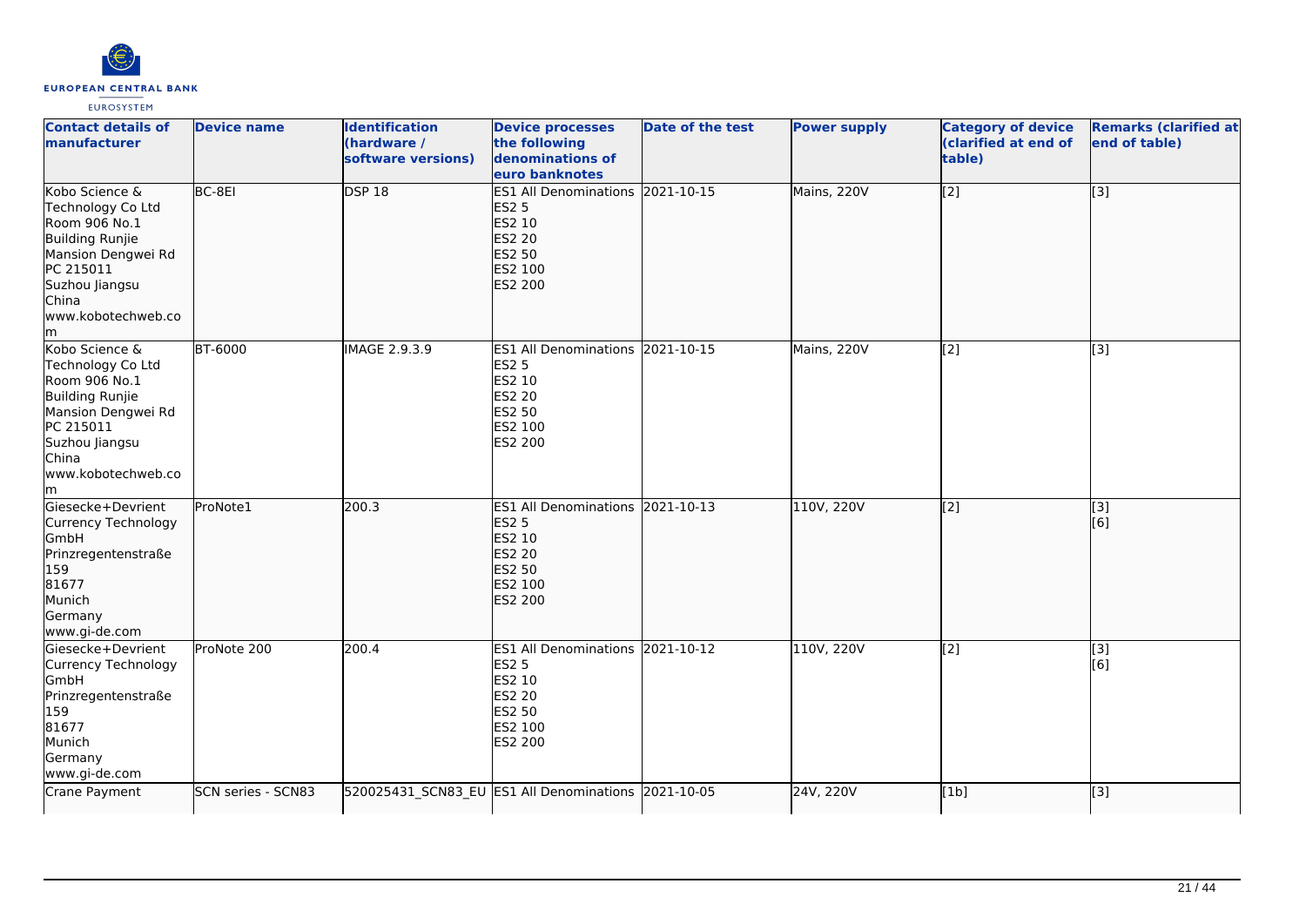| Contact details of manufacturer | Device name | Identification (hardware / software versions) | Device processes the following denominations of euro banknotes | Date of the test | Power supply | Category of device (clarified at end of table) | Remarks (clarified at end of table) |
|---|---|---|---|---|---|---|---|
| Kobo Science & Technology Co Ltd Room 906 No.1 Building Runjie Mansion Dengwei Rd PC 215011 Suzhou Jiangsu China www.kobotechweb.com | BC-8EI | DSP 18 | ES1 All Denominations ES2 5 ES2 10 ES2 20 ES2 50 ES2 100 ES2 200 | 2021-10-15 | Mains, 220V | [2] | [3] |
| Kobo Science & Technology Co Ltd Room 906 No.1 Building Runjie Mansion Dengwei Rd PC 215011 Suzhou Jiangsu China www.kobotechweb.com | BT-6000 | IMAGE 2.9.3.9 | ES1 All Denominations ES2 5 ES2 10 ES2 20 ES2 50 ES2 100 ES2 200 | 2021-10-15 | Mains, 220V | [2] | [3] |
| Giesecke+Devrient Currency Technology GmbH Prinzregentenstraße 159 81677 Munich Germany www.gi-de.com | ProNote1 | 200.3 | ES1 All Denominations ES2 5 ES2 10 ES2 20 ES2 50 ES2 100 ES2 200 | 2021-10-13 | 110V, 220V | [2] | [3] [6] |
| Giesecke+Devrient Currency Technology GmbH Prinzregentenstraße 159 81677 Munich Germany www.gi-de.com | ProNote 200 | 200.4 | ES1 All Denominations ES2 5 ES2 10 ES2 20 ES2 50 ES2 100 ES2 200 | 2021-10-12 | 110V, 220V | [2] | [3] [6] |
| Crane Payment | SCN series - SCN83 | 520025431_SCN83_EU | ES1 All Denominations | 2021-10-05 | 24V, 220V | [1b] | [3] |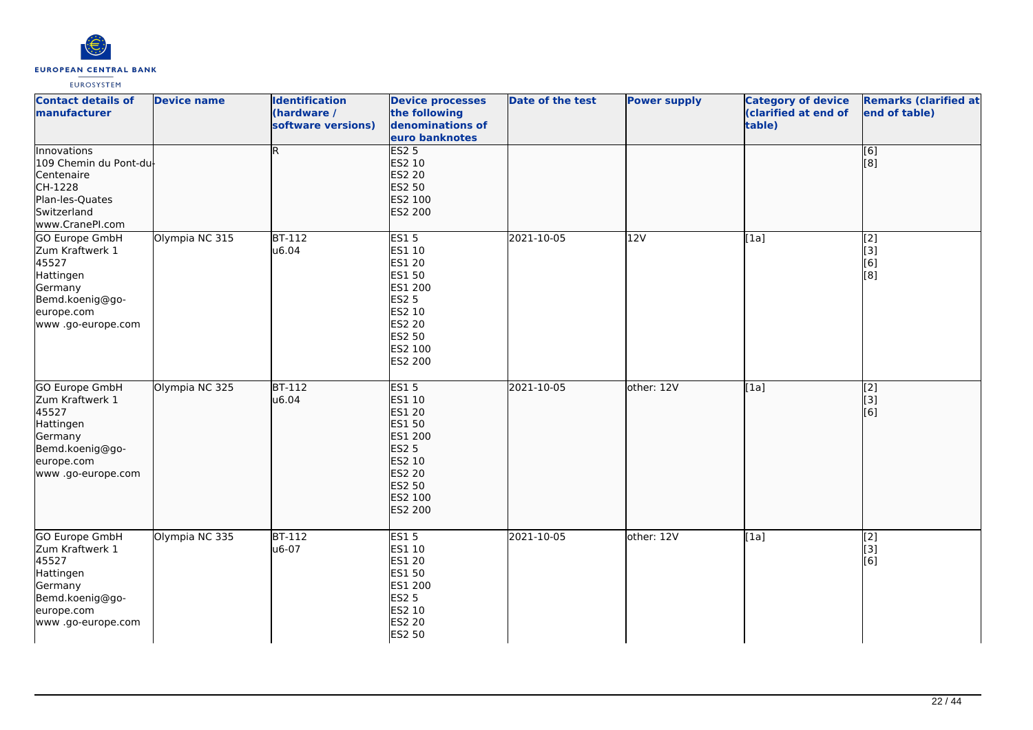| Contact details of manufacturer | Device name | Identification (hardware / software versions) | Device processes the following denominations of euro banknotes | Date of the test | Power supply | Category of device (clarified at end of table) | Remarks (clarified at end of table) |
|---|---|---|---|---|---|---|---|
| Innovations<br>109 Chemin du Pont-du-Centenaire<br>CH-1228<br>Plan-les-Quates<br>Switzerland<br>www.CranePI.com | | R | ES2 5<br>ES2 10<br>ES2 20<br>ES2 50<br>ES2 100<br>ES2 200 | | | | [6]<br>[8] |
| GO Europe GmbH<br>Zum Kraftwerk 1<br>45527<br>Hattingen<br>Germany<br>Bemd.koenig@go-europe.com<br>www .go-europe.com | Olympia NC 315 | BT-112<br>u6.04 | ES1 5<br>ES1 10<br>ES1 20<br>ES1 50<br>ES1 200<br>ES2 5<br>ES2 10<br>ES2 20<br>ES2 50<br>ES2 100<br>ES2 200 | 2021-10-05 | 12V | [1a] | [2]<br>[3]<br>[6]<br>[8] |
| GO Europe GmbH<br>Zum Kraftwerk 1<br>45527<br>Hattingen<br>Germany<br>Bemd.koenig@go-europe.com<br>www .go-europe.com | Olympia NC 325 | BT-112<br>u6.04 | ES1 5<br>ES1 10<br>ES1 20<br>ES1 50<br>ES1 200<br>ES2 5<br>ES2 10<br>ES2 20<br>ES2 50<br>ES2 100<br>ES2 200 | 2021-10-05 | other: 12V | [1a] | [2]<br>[3]<br>[6] |
| GO Europe GmbH<br>Zum Kraftwerk 1<br>45527<br>Hattingen<br>Germany<br>Bemd.koenig@go-europe.com<br>www .go-europe.com | Olympia NC 335 | BT-112<br>u6-07 | ES1 5<br>ES1 10<br>ES1 20<br>ES1 50<br>ES1 200<br>ES2 5<br>ES2 10<br>ES2 20<br>ES2 50 | 2021-10-05 | other: 12V | [1a] | [2]<br>[3]<br>[6] |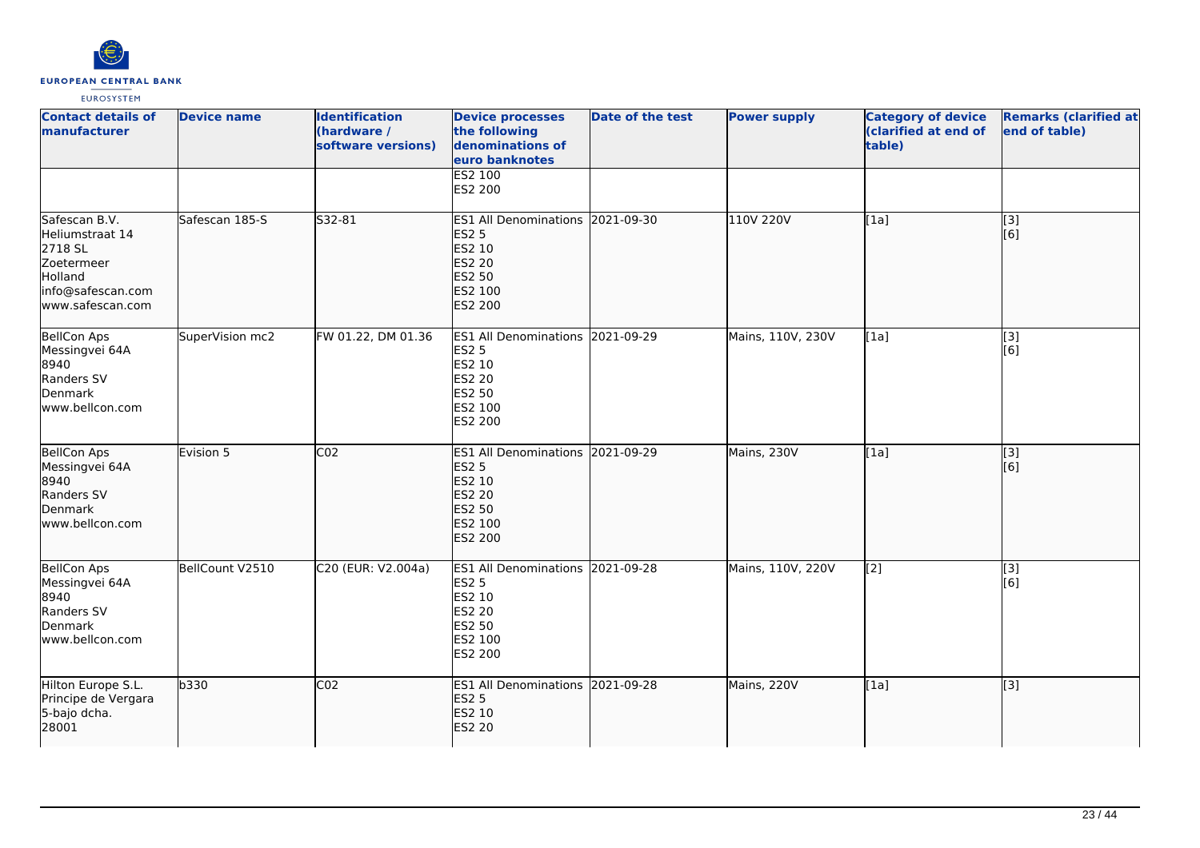| Contact details of manufacturer | Device name | Identification (hardware / software versions) | Device processes the following denominations of euro banknotes | Date of the test | Power supply | Category of device (clarified at end of table) | Remarks (clarified at end of table) |
|---|---|---|---|---|---|---|---|
| | | | ES2 100<br>ES2 200 | | | | |
| Safescan B.V.<br>Heliumstraat 14<br>2718 SL<br>Zoetermeer<br>Holland<br>info@safescan.com<br>www.safescan.com | Safescan 185-S | S32-81 | ES1 All Denominations<br>ES2 5<br>ES2 10<br>ES2 20<br>ES2 50<br>ES2 100<br>ES2 200 | 2021-09-30 | 110V 220V | [1a] | [3]<br>[6] |
| BellCon Aps<br>Messingvei 64A<br>8940<br>Randers SV<br>Denmark<br>www.bellcon.com | SuperVision mc2 | FW 01.22, DM 01.36 | ES1 All Denominations<br>ES2 5<br>ES2 10<br>ES2 20<br>ES2 50<br>ES2 100<br>ES2 200 | 2021-09-29 | Mains, 110V, 230V | [1a] | [3]<br>[6] |
| BellCon Aps<br>Messingvei 64A<br>8940<br>Randers SV<br>Denmark<br>www.bellcon.com | Evision 5 | C02 | ES1 All Denominations<br>ES2 5<br>ES2 10<br>ES2 20<br>ES2 50<br>ES2 100<br>ES2 200 | 2021-09-29 | Mains, 230V | [1a] | [3]<br>[6] |
| BellCon Aps<br>Messingvei 64A<br>8940<br>Randers SV<br>Denmark<br>www.bellcon.com | BellCount V2510 | C20 (EUR: V2.004a) | ES1 All Denominations<br>ES2 5<br>ES2 10<br>ES2 20<br>ES2 50<br>ES2 100<br>ES2 200 | 2021-09-28 | Mains, 110V, 220V | [2] | [3]<br>[6] |
| Hilton Europe S.L.<br>Principe de Vergara<br>5-bajo dcha.<br>28001 | b330 | C02 | ES1 All Denominations<br>ES2 5<br>ES2 10<br>ES2 20 | 2021-09-28 | Mains, 220V | [1a] | [3] |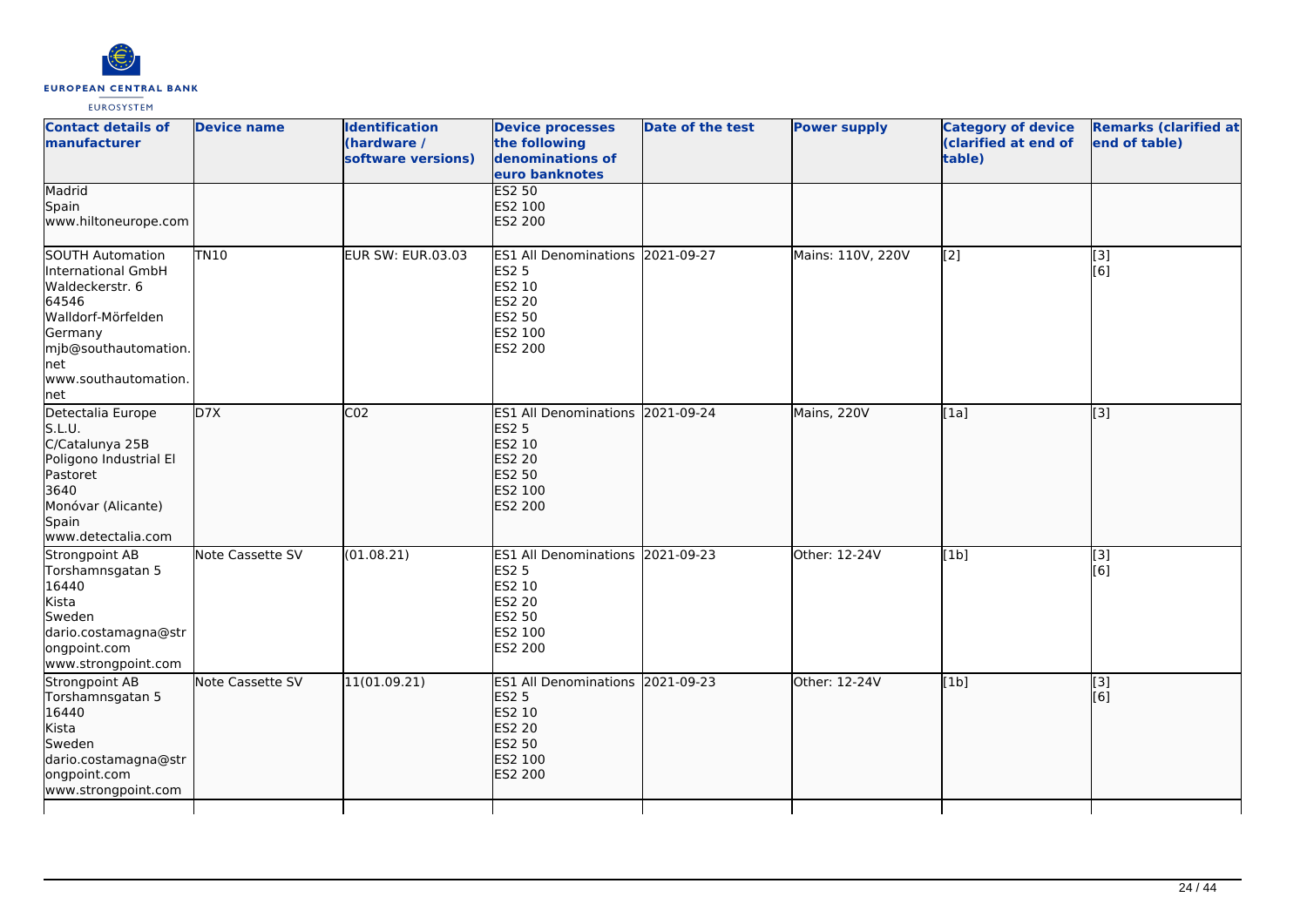| Contact details of manufacturer | Device name | Identification (hardware / software versions) | Device processes the following denominations of euro banknotes | Date of the test | Power supply | Category of device (clarified at end of table) | Remarks (clarified at end of table) |
|---|---|---|---|---|---|---|---|
| Madrid<br>Spain<br>www.hiltoneurope.com | | | ES2 50<br>ES2 100<br>ES2 200 | | | | |
| SOUTH Automation International GmbH<br>Waldeckerstr. 6<br>64546<br>Walldorf-Mörfelden<br>Germany<br>mjb@southautomation.net<br>www.southautomation.net | TN10 | EUR SW: EUR.03.03 | ES1 All Denominations<br>ES2 5<br>ES2 10<br>ES2 20<br>ES2 50<br>ES2 100<br>ES2 200 | 2021-09-27 | Mains: 110V, 220V | [2] | [3]<br>[6] |
| Detectalia Europe S.L.U.<br>C/Catalunya 25B<br>Poligono Industrial El Pastoret<br>3640<br>Monóvar (Alicante)<br>Spain<br>www.detectalia.com | D7X | C02 | ES1 All Denominations<br>ES2 5<br>ES2 10<br>ES2 20<br>ES2 50<br>ES2 100<br>ES2 200 | 2021-09-24 | Mains, 220V | [1a] | [3] |
| Strongpoint AB<br>Torshamnsgatan 5<br>16440<br>Kista<br>Sweden<br>dario.costamagna@strongpoint.com<br>www.strongpoint.com | Note Cassette SV | (01.08.21) | ES1 All Denominations<br>ES2 5<br>ES2 10<br>ES2 20<br>ES2 50<br>ES2 100<br>ES2 200 | 2021-09-23 | Other: 12-24V | [1b] | [3]<br>[6] |
| Strongpoint AB<br>Torshamnsgatan 5<br>16440<br>Kista<br>Sweden<br>dario.costamagna@strongpoint.com<br>www.strongpoint.com | Note Cassette SV | 11(01.09.21) | ES1 All Denominations<br>ES2 5<br>ES2 10<br>ES2 20<br>ES2 50<br>ES2 100<br>ES2 200 | 2021-09-23 | Other: 12-24V | [1b] | [3]<br>[6] |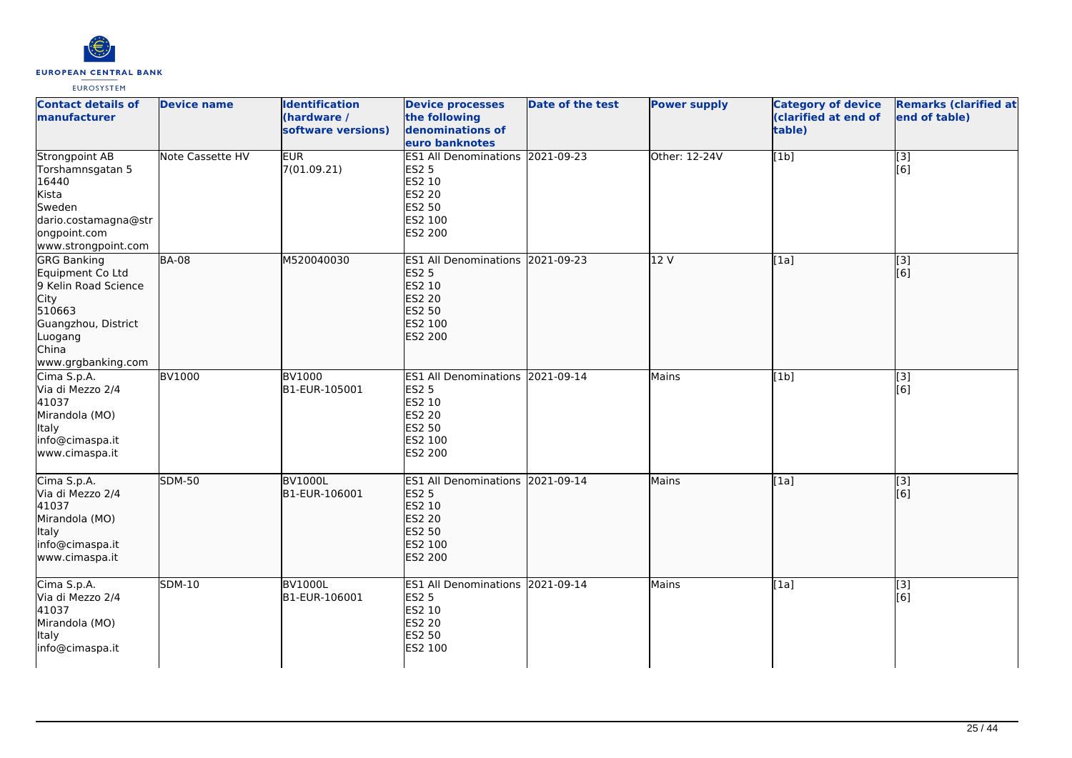| Contact details of manufacturer | Device name | Identification (hardware / software versions) | Device processes the following denominations of euro banknotes | Date of the test | Power supply | Category of device (clarified at end of table) | Remarks (clarified at end of table) |
|---|---|---|---|---|---|---|---|
| Strongpoint AB<br>Torshamnsgatan 5<br>16440<br>Kista<br>Sweden<br>dario.costamagna@strongpoint.com<br>www.strongpoint.com | Note Cassette HV | EUR<br>7(01.09.21) | ES1 All Denominations<br>ES2 5<br>ES2 10<br>ES2 20<br>ES2 50<br>ES2 100<br>ES2 200 | 2021-09-23 | Other: 12-24V | [1b] | [3]<br>[6] |
| GRG Banking Equipment Co Ltd<br>9 Kelin Road Science City<br>510663<br>Guangzhou, District Luogang<br>China<br>www.grgbanking.com | BA-08 | M520040030 | ES1 All Denominations<br>ES2 5<br>ES2 10<br>ES2 20<br>ES2 50<br>ES2 100<br>ES2 200 | 2021-09-23 | 12 V | [1a] | [3]<br>[6] |
| Cima S.p.A.<br>Via di Mezzo 2/4<br>41037<br>Mirandola (MO)<br>Italy<br>info@cimaspa.it<br>www.cimaspa.it | BV1000 | BV1000<br>B1-EUR-105001 | ES1 All Denominations<br>ES2 5<br>ES2 10<br>ES2 20<br>ES2 50<br>ES2 100<br>ES2 200 | 2021-09-14 | Mains | [1b] | [3]<br>[6] |
| Cima S.p.A.<br>Via di Mezzo 2/4<br>41037<br>Mirandola (MO)<br>Italy<br>info@cimaspa.it<br>www.cimaspa.it | SDM-50 | BV1000L<br>B1-EUR-106001 | ES1 All Denominations<br>ES2 5<br>ES2 10<br>ES2 20<br>ES2 50<br>ES2 100<br>ES2 200 | 2021-09-14 | Mains | [1a] | [3]<br>[6] |
| Cima S.p.A.<br>Via di Mezzo 2/4<br>41037<br>Mirandola (MO)<br>Italy<br>info@cimaspa.it | SDM-10 | BV1000L<br>B1-EUR-106001 | ES1 All Denominations<br>ES2 5<br>ES2 10<br>ES2 20<br>ES2 50<br>ES2 100 | 2021-09-14 | Mains | [1a] | [3]<br>[6] |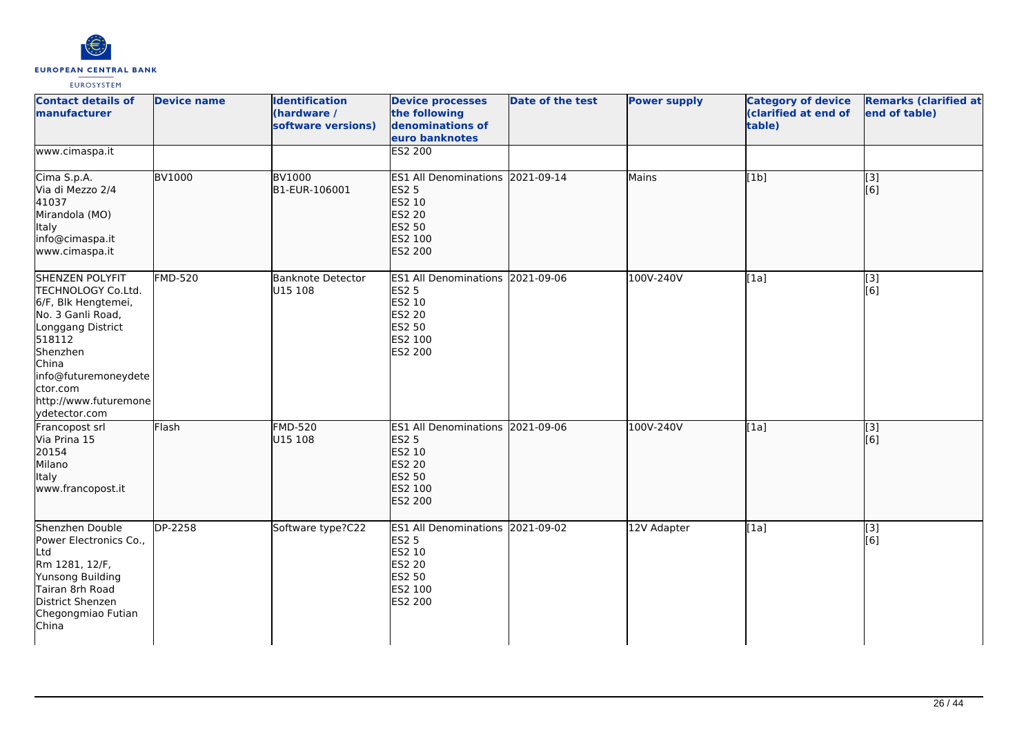| Contact details of manufacturer | Device name | Identification (hardware / software versions) | Device processes the following denominations of euro banknotes | Date of the test | Power supply | Category of device (clarified at end of table) | Remarks (clarified at end of table) |
|---|---|---|---|---|---|---|---|
| www.cimaspa.it | | | ES2 200 | | | | |
| Cima S.p.A.<br>Via di Mezzo 2/4<br>41037<br>Mirandola (MO)<br>Italy<br>info@cimaspa.it<br>www.cimaspa.it | BV1000 | BV1000<br>B1-EUR-106001 | ES1 All Denominations<br>ES2 5<br>ES2 10<br>ES2 20<br>ES2 50<br>ES2 100<br>ES2 200 | 2021-09-14 | Mains | [1b] | [3]<br>[6] |
| SHENZEN POLYFIT TECHNOLOGY Co.Ltd.<br>6/F, Blk Hengtemei,<br>No. 3 Ganli Road,<br>Longgang District<br>518112<br>Shenzhen<br>China<br>info@futuremoneydetector.com<br>http://www.futuremonеydetector.com | FMD-520 | Banknote Detector<br>U15 108 | ES1 All Denominations<br>ES2 5<br>ES2 10<br>ES2 20<br>ES2 50<br>ES2 100<br>ES2 200 | 2021-09-06 | 100V-240V | [1a] | [3]<br>[6] |
| Francopost srl<br>Via Prina 15<br>20154<br>Milano<br>Italy<br>www.francopost.it | Flash | FMD-520<br>U15 108 | ES1 All Denominations<br>ES2 5<br>ES2 10<br>ES2 20<br>ES2 50<br>ES2 100<br>ES2 200 | 2021-09-06 | 100V-240V | [1a] | [3]<br>[6] |
| Shenzhen Double Power Electronics Co., Ltd<br>Rm 1281, 12/F,<br>Yunsong Building<br>Tairan 8rh Road<br>District Shenzen<br>Chegongmiao Futian<br>China | DP-2258 | Software type?C22 | ES1 All Denominations<br>ES2 5<br>ES2 10<br>ES2 20<br>ES2 50<br>ES2 100<br>ES2 200 | 2021-09-02 | 12V Adapter | [1a] | [3]<br>[6] |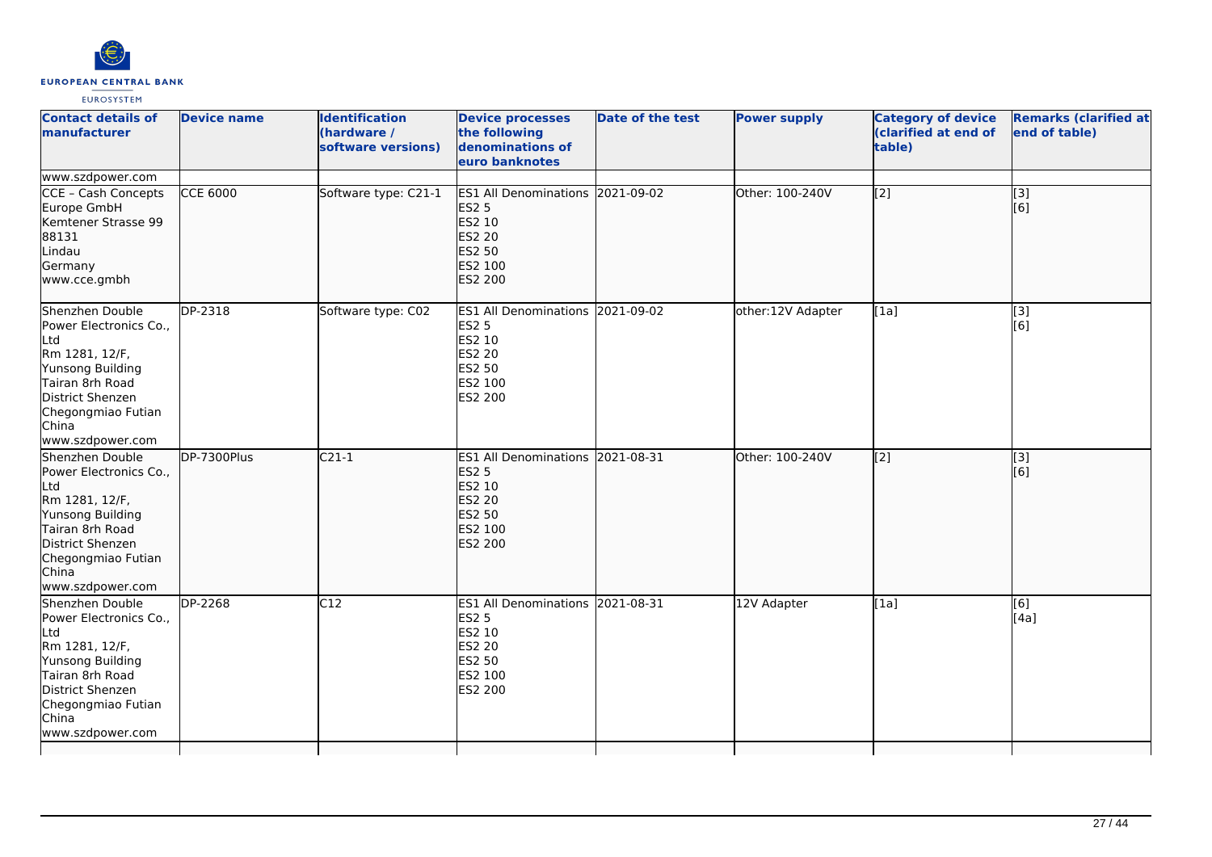| Contact details of manufacturer | Device name | Identification (hardware / software versions) | Device processes the following denominations of euro banknotes | Date of the test | Power supply | Category of device (clarified at end of table) | Remarks (clarified at end of table) |
|---|---|---|---|---|---|---|---|
| www.szdpower.com | | | | | | | |
| CCE – Cash Concepts Europe GmbH<br>Kemtener Strasse 99<br>88131<br>Lindau<br>Germany<br>www.cce.gmbh | CCE 6000 | Software type: C21-1 | ES1 All Denominations<br>ES2 5<br>ES2 10<br>ES2 20<br>ES2 50<br>ES2 100<br>ES2 200 | 2021-09-02 | Other: 100-240V | [2] | [3]<br>[6] |
| Shenzhen Double Power Electronics Co., Ltd<br>Rm 1281, 12/F,<br>Yunsong Building<br>Tairan 8rh Road<br>District Shenzen<br>Chegongmiao Futian<br>China<br>www.szdpower.com | DP-2318 | Software type: C02 | ES1 All Denominations<br>ES2 5<br>ES2 10<br>ES2 20<br>ES2 50<br>ES2 100<br>ES2 200 | 2021-09-02 | other:12V Adapter | [1a] | [3]<br>[6] |
| Shenzhen Double Power Electronics Co., Ltd<br>Rm 1281, 12/F,<br>Yunsong Building<br>Tairan 8rh Road<br>District Shenzen<br>Chegongmiao Futian<br>China<br>www.szdpower.com | DP-7300Plus | C21-1 | ES1 All Denominations<br>ES2 5<br>ES2 10<br>ES2 20<br>ES2 50<br>ES2 100<br>ES2 200 | 2021-08-31 | Other: 100-240V | [2] | [3]<br>[6] |
| Shenzhen Double Power Electronics Co., Ltd<br>Rm 1281, 12/F,<br>Yunsong Building<br>Tairan 8rh Road<br>District Shenzen<br>Chegongmiao Futian<br>China<br>www.szdpower.com | DP-2268 | C12 | ES1 All Denominations<br>ES2 5<br>ES2 10<br>ES2 20<br>ES2 50<br>ES2 100<br>ES2 200 | 2021-08-31 | 12V Adapter | [1a] | [6]<br>[4a] |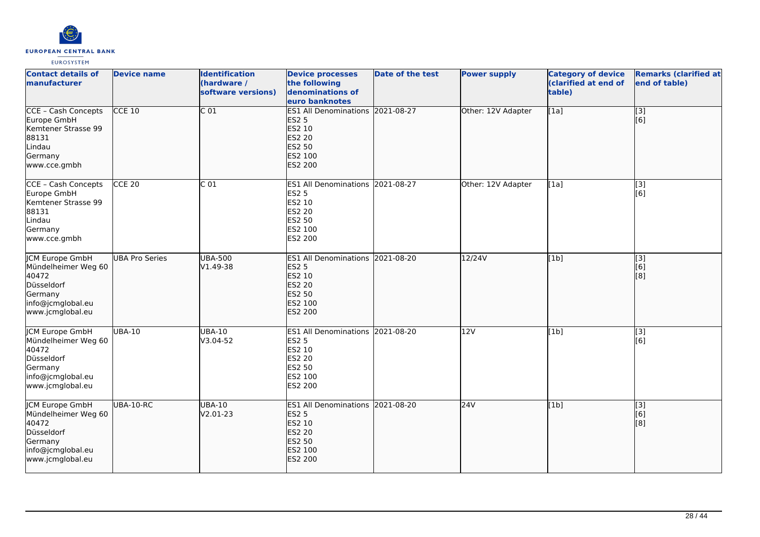| Contact details of manufacturer | Device name | Identification (hardware / software versions) | Device processes the following denominations of euro banknotes | Date of the test | Power supply | Category of device (clarified at end of table) | Remarks (clarified at end of table) |
|---|---|---|---|---|---|---|---|
| CCE – Cash Concepts Europe GmbH<br>Kemtener Strasse 99<br>88131<br>Lindau<br>Germany<br>www.cce.gmbh | CCE 10 | C 01 | ES1 All Denominations<br>ES2 5<br>ES2 10<br>ES2 20<br>ES2 50<br>ES2 100<br>ES2 200 | 2021-08-27 | Other: 12V Adapter | [1a] | [3]<br>[6] |
| CCE – Cash Concepts Europe GmbH<br>Kemtener Strasse 99<br>88131<br>Lindau<br>Germany<br>www.cce.gmbh | CCE 20 | C 01 | ES1 All Denominations<br>ES2 5<br>ES2 10<br>ES2 20<br>ES2 50<br>ES2 100<br>ES2 200 | 2021-08-27 | Other: 12V Adapter | [1a] | [3]<br>[6] |
| JCM Europe GmbH<br>Mündelheimer Weg 60<br>40472<br>Düsseldorf<br>Germany<br>info@jcmglobal.eu<br>www.jcmglobal.eu | UBA Pro Series | UBA-500<br>V1.49-38 | ES1 All Denominations<br>ES2 5<br>ES2 10<br>ES2 20<br>ES2 50<br>ES2 100<br>ES2 200 | 2021-08-20 | 12/24V | [1b] | [3]<br>[6]<br>[8] |
| JCM Europe GmbH<br>Mündelheimer Weg 60<br>40472<br>Düsseldorf<br>Germany<br>info@jcmglobal.eu<br>www.jcmglobal.eu | UBA-10 | UBA-10<br>V3.04-52 | ES1 All Denominations<br>ES2 5<br>ES2 10<br>ES2 20<br>ES2 50<br>ES2 100<br>ES2 200 | 2021-08-20 | 12V | [1b] | [3]<br>[6] |
| JCM Europe GmbH<br>Mündelheimer Weg 60<br>40472<br>Düsseldorf<br>Germany<br>info@jcmglobal.eu<br>www.jcmglobal.eu | UBA-10-RC | UBA-10<br>V2.01-23 | ES1 All Denominations<br>ES2 5<br>ES2 10<br>ES2 20<br>ES2 50<br>ES2 100<br>ES2 200 | 2021-08-20 | 24V | [1b] | [3]<br>[6]<br>[8] |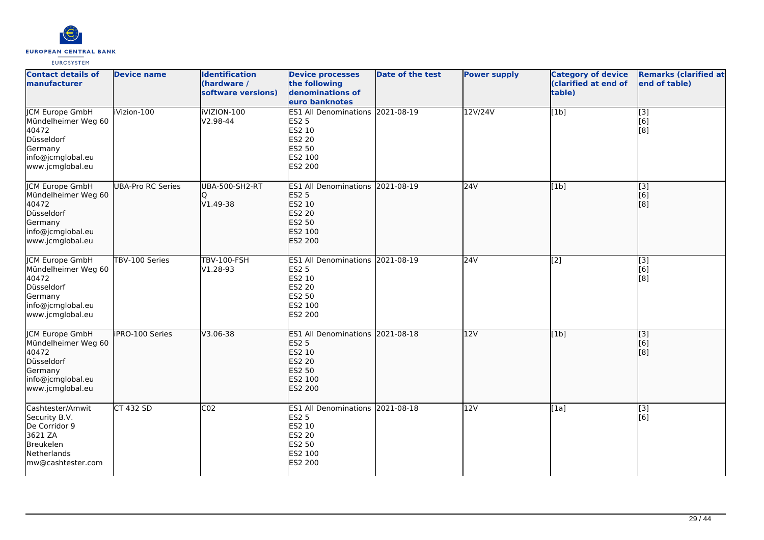| Contact details of manufacturer | Device name | Identification (hardware / software versions) | Device processes the following denominations of euro banknotes | Date of the test | Power supply | Category of device (clarified at end of table) | Remarks (clarified at end of table) |
|---|---|---|---|---|---|---|---|
| JCM Europe GmbH<br>Mündelheimer Weg 60<br>40472<br>Düsseldorf<br>Germany<br>info@jcmglobal.eu<br>www.jcmglobal.eu | iVizion-100 | iVIZION-100<br>V2.98-44 | ES1 All Denominations<br>ES2 5<br>ES2 10<br>ES2 20<br>ES2 50<br>ES2 100<br>ES2 200 | 2021-08-19 | 12V/24V | [1b] | [3]<br>[6]<br>[8] |
| JCM Europe GmbH<br>Mündelheimer Weg 60<br>40472<br>Düsseldorf<br>Germany<br>info@jcmglobal.eu<br>www.jcmglobal.eu | UBA-Pro RC Series | UBA-500-SH2-RT<br>Q<br>V1.49-38 | ES1 All Denominations<br>ES2 5<br>ES2 10<br>ES2 20<br>ES2 50<br>ES2 100<br>ES2 200 | 2021-08-19 | 24V | [1b] | [3]<br>[6]<br>[8] |
| JCM Europe GmbH<br>Mündelheimer Weg 60<br>40472<br>Düsseldorf<br>Germany<br>info@jcmglobal.eu<br>www.jcmglobal.eu | TBV-100 Series | TBV-100-FSH<br>V1.28-93 | ES1 All Denominations<br>ES2 5<br>ES2 10<br>ES2 20<br>ES2 50<br>ES2 100<br>ES2 200 | 2021-08-19 | 24V | [2] | [3]<br>[6]<br>[8] |
| JCM Europe GmbH<br>Mündelheimer Weg 60<br>40472<br>Düsseldorf<br>Germany<br>info@jcmglobal.eu<br>www.jcmglobal.eu | iPRO-100 Series | V3.06-38 | ES1 All Denominations<br>ES2 5<br>ES2 10<br>ES2 20<br>ES2 50<br>ES2 100<br>ES2 200 | 2021-08-18 | 12V | [1b] | [3]<br>[6]<br>[8] |
| Cashtester/Amwit Security B.V.<br>De Corridor 9<br>3621 ZA<br>Breukelen<br>Netherlands<br>mw@cashtester.com | CT 432 SD | C02 | ES1 All Denominations<br>ES2 5<br>ES2 10<br>ES2 20<br>ES2 50<br>ES2 100<br>ES2 200 | 2021-08-18 | 12V | [1a] | [3]<br>[6] |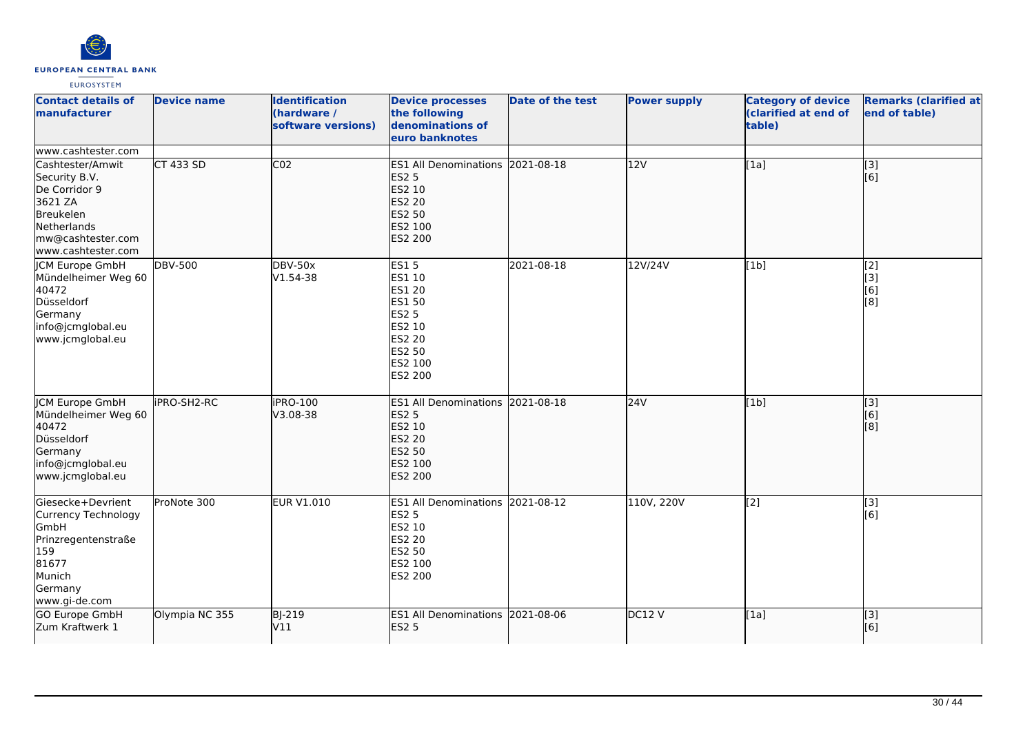| Contact details of manufacturer | Device name | Identification (hardware / software versions) | Device processes the following denominations of euro banknotes | Date of the test | Power supply | Category of device (clarified at end of table) | Remarks (clarified at end of table) |
|---|---|---|---|---|---|---|---|
| www.cashtester.com | | | | | | | |
| Cashtester/Amwit Security B.V.<br>De Corridor 9<br>3621 ZA<br>Breukelen<br>Netherlands<br>mw@cashtester.com<br>www.cashtester.com | CT 433 SD | C02 | ES1 All Denominations<br>ES2 5<br>ES2 10<br>ES2 20<br>ES2 50<br>ES2 100<br>ES2 200 | 2021-08-18 | 12V | [1a] | [3]<br>[6] |
| JCM Europe GmbH<br>Mündelheimer Weg 60<br>40472<br>Düsseldorf<br>Germany<br>info@jcmglobal.eu<br>www.jcmglobal.eu | DBV-500 | DBV-50x<br>V1.54-38 | ES1 5<br>ES1 10<br>ES1 20<br>ES1 50<br>ES2 5<br>ES2 10<br>ES2 20<br>ES2 50<br>ES2 100<br>ES2 200 | 2021-08-18 | 12V/24V | [1b] | [2]<br>[3]<br>[6]<br>[8] |
| JCM Europe GmbH<br>Mündelheimer Weg 60<br>40472<br>Düsseldorf<br>Germany<br>info@jcmglobal.eu<br>www.jcmglobal.eu | iPRO-SH2-RC | iPRO-100<br>V3.08-38 | ES1 All Denominations<br>ES2 5<br>ES2 10<br>ES2 20<br>ES2 50<br>ES2 100<br>ES2 200 | 2021-08-18 | 24V | [1b] | [3]<br>[6]<br>[8] |
| Giesecke+Devrient Currency Technology GmbH<br>Prinzregentenstraße 159<br>81677<br>Munich<br>Germany<br>www.gi-de.com | ProNote 300 | EUR V1.010 | ES1 All Denominations<br>ES2 5<br>ES2 10<br>ES2 20<br>ES2 50<br>ES2 100<br>ES2 200 | 2021-08-12 | 110V, 220V | [2] | [3]<br>[6] |
| GO Europe GmbH<br>Zum Kraftwerk 1 | Olympia NC 355 | BJ-219<br>V11 | ES1 All Denominations<br>ES2 5 | 2021-08-06 | DC12 V | [1a] | [3]<br>[6] |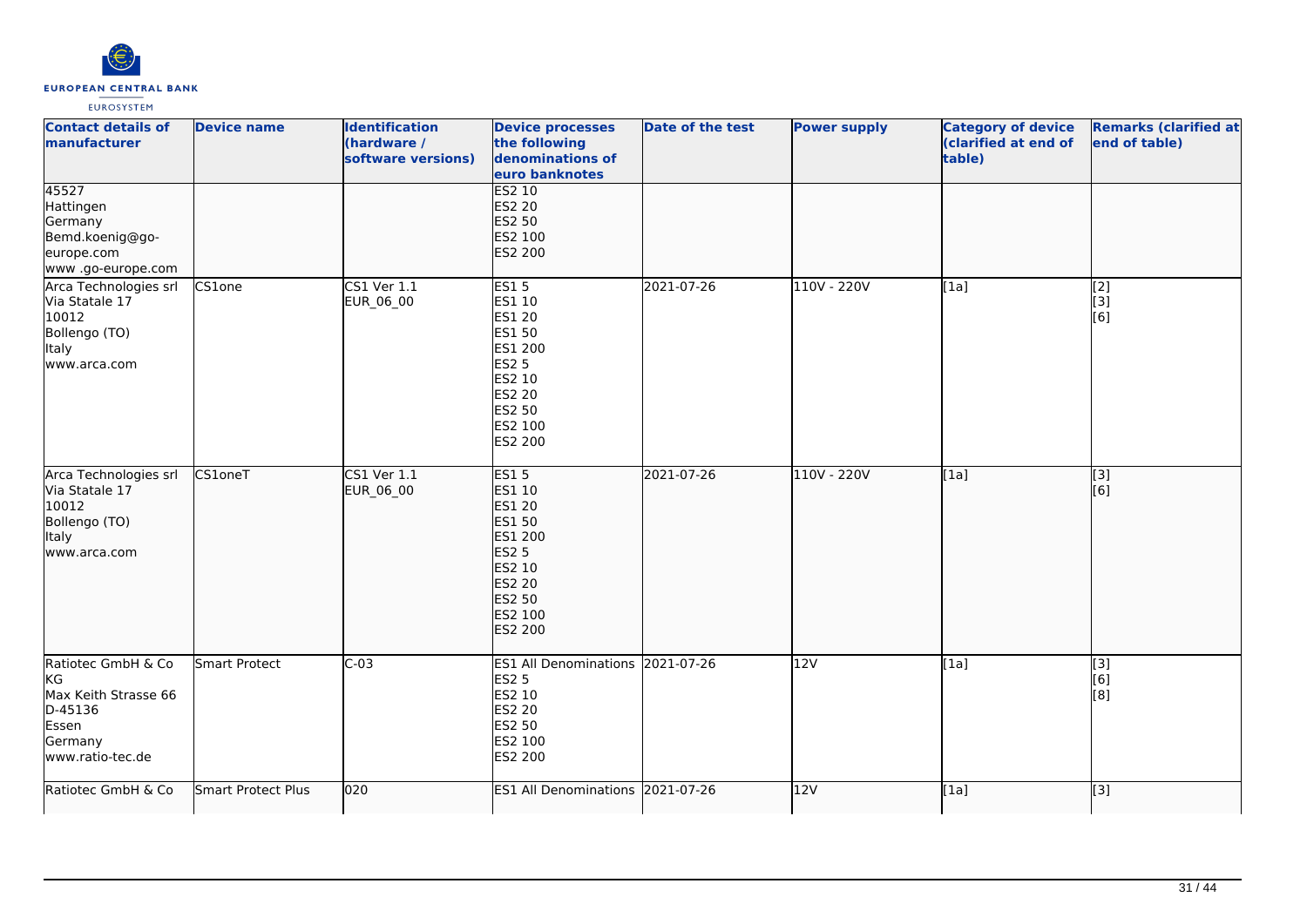| Contact details of manufacturer | Device name | Identification (hardware / software versions) | Device processes the following denominations of euro banknotes | Date of the test | Power supply | Category of device (clarified at end of table) | Remarks (clarified at end of table) |
|---|---|---|---|---|---|---|---|
| 45527<br>Hattingen<br>Germany<br>Bemd.koenig@go-europe.com<br>www .go-europe.com | | | ES2 10<br>ES2 20<br>ES2 50<br>ES2 100<br>ES2 200 | | | | |
| Arca Technologies srl<br>Via Statale 17<br>10012<br>Bollengo (TO)<br>Italy<br>www.arca.com | CS1one | CS1 Ver 1.1<br>EUR_06_00 | ES1 5<br>ES1 10<br>ES1 20<br>ES1 50<br>ES1 200<br>ES2 5<br>ES2 10<br>ES2 20<br>ES2 50<br>ES2 100<br>ES2 200 | 2021-07-26 | 110V - 220V | [1a] | [2]<br>[3]<br>[6] |
| Arca Technologies srl<br>Via Statale 17<br>10012<br>Bollengo (TO)<br>Italy<br>www.arca.com | CS1oneT | CS1 Ver 1.1<br>EUR_06_00 | ES1 5<br>ES1 10<br>ES1 20<br>ES1 50<br>ES1 200<br>ES2 5<br>ES2 10<br>ES2 20<br>ES2 50<br>ES2 100<br>ES2 200 | 2021-07-26 | 110V - 220V | [1a] | [3]<br>[6] |
| Ratiotec GmbH & Co KG<br>Max Keith Strasse 66<br>D-45136<br>Essen<br>Germany<br>www.ratio-tec.de | Smart Protect | C-03 | ES1 All Denominations<br>ES2 5<br>ES2 10<br>ES2 20<br>ES2 50<br>ES2 100<br>ES2 200 | 2021-07-26 | 12V | [1a] | [3]<br>[6]<br>[8] |
| Ratiotec GmbH & Co | Smart Protect Plus | 020 | ES1 All Denominations | 2021-07-26 | 12V | [1a] | [3] |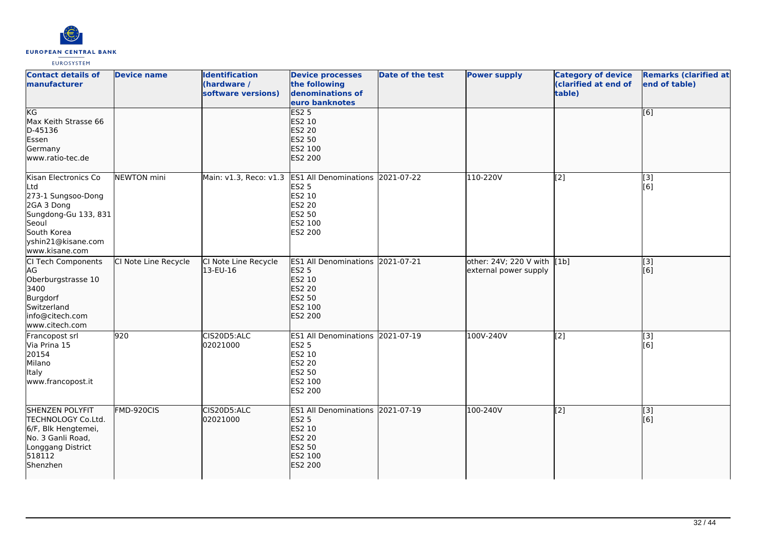| Contact details of manufacturer | Device name | Identification (hardware / software versions) | Device processes the following denominations of euro banknotes | Date of the test | Power supply | Category of device (clarified at end of table) | Remarks (clarified at end of table) |
|---|---|---|---|---|---|---|---|
| KG<br>Max Keith Strasse 66<br>D-45136<br>Essen<br>Germany<br>www.ratio-tec.de | | | ES2 5<br>ES2 10<br>ES2 20<br>ES2 50<br>ES2 100<br>ES2 200 | | | | [6] |
| Kisan Electronics Co Ltd<br>273-1 Sungsoo-Dong 2GA 3 Dong<br>Sungdong-Gu 133, 831<br>Seoul<br>South Korea<br>yshin21@kisane.com<br>www.kisane.com | NEWTON mini | Main: v1.3, Reco: v1.3 | ES1 All Denominations<br>ES2 5<br>ES2 10<br>ES2 20<br>ES2 50<br>ES2 100<br>ES2 200 | 2021-07-22 | 110-220V | [2] | [3]<br>[6] |
| CI Tech Components AG<br>Oberburgstrasse 10<br>3400<br>Burgdorf<br>Switzerland<br>info@citech.com<br>www.citech.com | CI Note Line Recycle | CI Note Line Recycle 13-EU-16 | ES1 All Denominations<br>ES2 5<br>ES2 10<br>ES2 20<br>ES2 50<br>ES2 100<br>ES2 200 | 2021-07-21 | other: 24V; 220 V with external power supply | [1b] | [3]<br>[6] |
| Francopost srl<br>Via Prina 15<br>20154<br>Milano<br>Italy<br>www.francopost.it | 920 | CIS20D5:ALC 02021000 | ES1 All Denominations<br>ES2 5<br>ES2 10<br>ES2 20<br>ES2 50<br>ES2 100<br>ES2 200 | 2021-07-19 | 100V-240V | [2] | [3]<br>[6] |
| SHENZEN POLYFIT TECHNOLOGY Co.Ltd.<br>6/F, Blk Hengtemei,<br>No. 3 Ganli Road,<br>Longgang District<br>518112<br>Shenzhen | FMD-920CIS | CIS20D5:ALC 02021000 | ES1 All Denominations<br>ES2 5<br>ES2 10<br>ES2 20<br>ES2 50<br>ES2 100<br>ES2 200 | 2021-07-19 | 100-240V | [2] | [3]<br>[6] |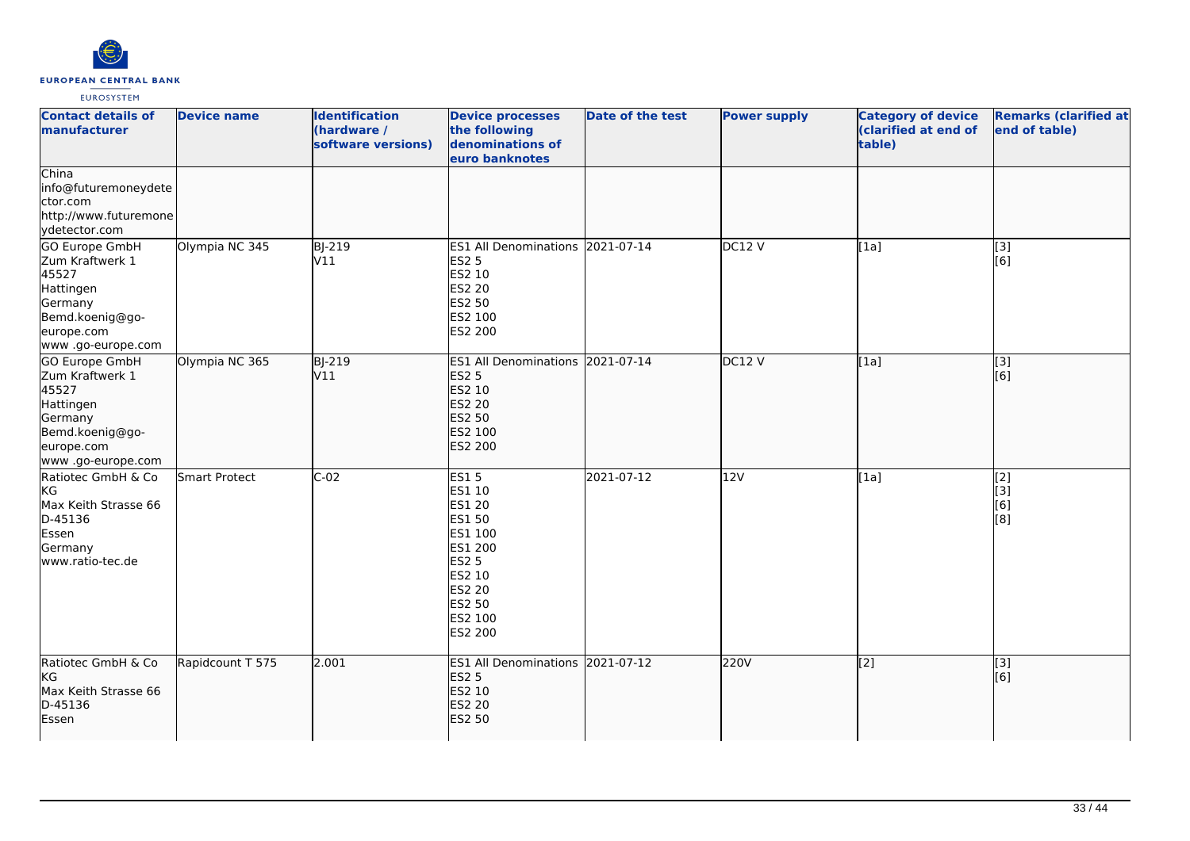| Contact details of manufacturer | Device name | Identification (hardware / software versions) | Device processes the following denominations of euro banknotes | Date of the test | Power supply | Category of device (clarified at end of table) | Remarks (clarified at end of table) |
|---|---|---|---|---|---|---|---|
| China<br>info@futuremoneydetector.com<br>http://www.futuremoneydetector.com | | | | | | | |
| GO Europe GmbH<br>Zum Kraftwerk 1<br>45527<br>Hattingen<br>Germany<br>Bemd.koenig@go-europe.com<br>www .go-europe.com | Olympia NC 345 | BJ-219<br>V11 | ES1 All Denominations<br>ES2 5<br>ES2 10<br>ES2 20<br>ES2 50<br>ES2 100<br>ES2 200 | 2021-07-14 | DC12 V | [1a] | [3]<br>[6] |
| GO Europe GmbH<br>Zum Kraftwerk 1<br>45527<br>Hattingen<br>Germany<br>Bemd.koenig@go-europe.com<br>www .go-europe.com | Olympia NC 365 | BJ-219<br>V11 | ES1 All Denominations<br>ES2 5<br>ES2 10<br>ES2 20<br>ES2 50<br>ES2 100<br>ES2 200 | 2021-07-14 | DC12 V | [1a] | [3]<br>[6] |
| Ratiotec GmbH & Co KG<br>Max Keith Strasse 66<br>D-45136<br>Essen<br>Germany<br>www.ratio-tec.de | Smart Protect | C-02 | ES1 5<br>ES1 10<br>ES1 20<br>ES1 50<br>ES1 100<br>ES1 200<br>ES2 5<br>ES2 10<br>ES2 20<br>ES2 50<br>ES2 100<br>ES2 200 | 2021-07-12 | 12V | [1a] | [2]<br>[3]<br>[6]<br>[8] |
| Ratiotec GmbH & Co KG<br>Max Keith Strasse 66<br>D-45136<br>Essen | Rapidcount T 575 | 2.001 | ES1 All Denominations<br>ES2 5<br>ES2 10<br>ES2 20<br>ES2 50 | 2021-07-12 | 220V | [2] | [3]<br>[6] |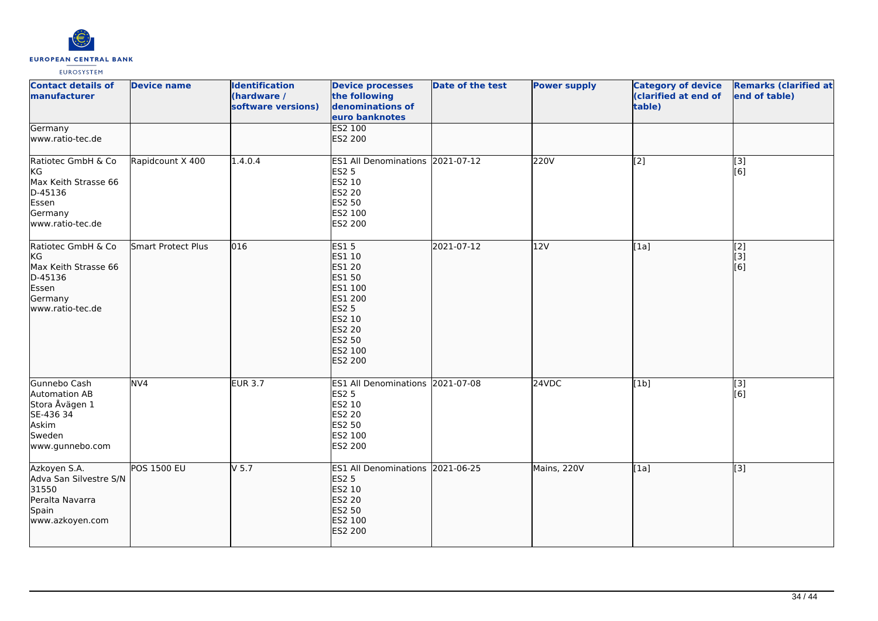| Contact details of manufacturer | Device name | Identification (hardware / software versions) | Device processes the following denominations of euro banknotes | Date of the test | Power supply | Category of device (clarified at end of table) | Remarks (clarified at end of table) |
|---|---|---|---|---|---|---|---|
| Germany<br>www.ratio-tec.de | | | ES2 100<br>ES2 200 | | | | |
| Ratiotec GmbH & Co KG<br>Max Keith Strasse 66<br>D-45136<br>Essen<br>Germany<br>www.ratio-tec.de | Rapidcount X 400 | 1.4.0.4 | ES1 All Denominations<br>ES2 5<br>ES2 10<br>ES2 20<br>ES2 50<br>ES2 100<br>ES2 200 | 2021-07-12 | 220V | [2] | [3]<br>[6] |
| Ratiotec GmbH & Co KG<br>Max Keith Strasse 66<br>D-45136<br>Essen<br>Germany<br>www.ratio-tec.de | Smart Protect Plus | 016 | ES1 5<br>ES1 10<br>ES1 20<br>ES1 50<br>ES1 100<br>ES1 200<br>ES2 5<br>ES2 10<br>ES2 20<br>ES2 50<br>ES2 100<br>ES2 200 | 2021-07-12 | 12V | [1a] | [2]<br>[3]<br>[6] |
| Gunnebo Cash Automation AB<br>Stora Åvägen 1<br>SE-436 34<br>Askim<br>Sweden<br>www.gunnebo.com | NV4 | EUR 3.7 | ES1 All Denominations<br>ES2 5<br>ES2 10<br>ES2 20<br>ES2 50<br>ES2 100<br>ES2 200 | 2021-07-08 | 24VDC | [1b] | [3]<br>[6] |
| Azkoyen S.A.<br>Adva San Silvestre S/N<br>31550<br>Peralta Navarra<br>Spain<br>www.azkoyen.com | POS 1500 EU | V 5.7 | ES1 All Denominations<br>ES2 5<br>ES2 10<br>ES2 20<br>ES2 50<br>ES2 100<br>ES2 200 | 2021-06-25 | Mains, 220V | [1a] | [3] |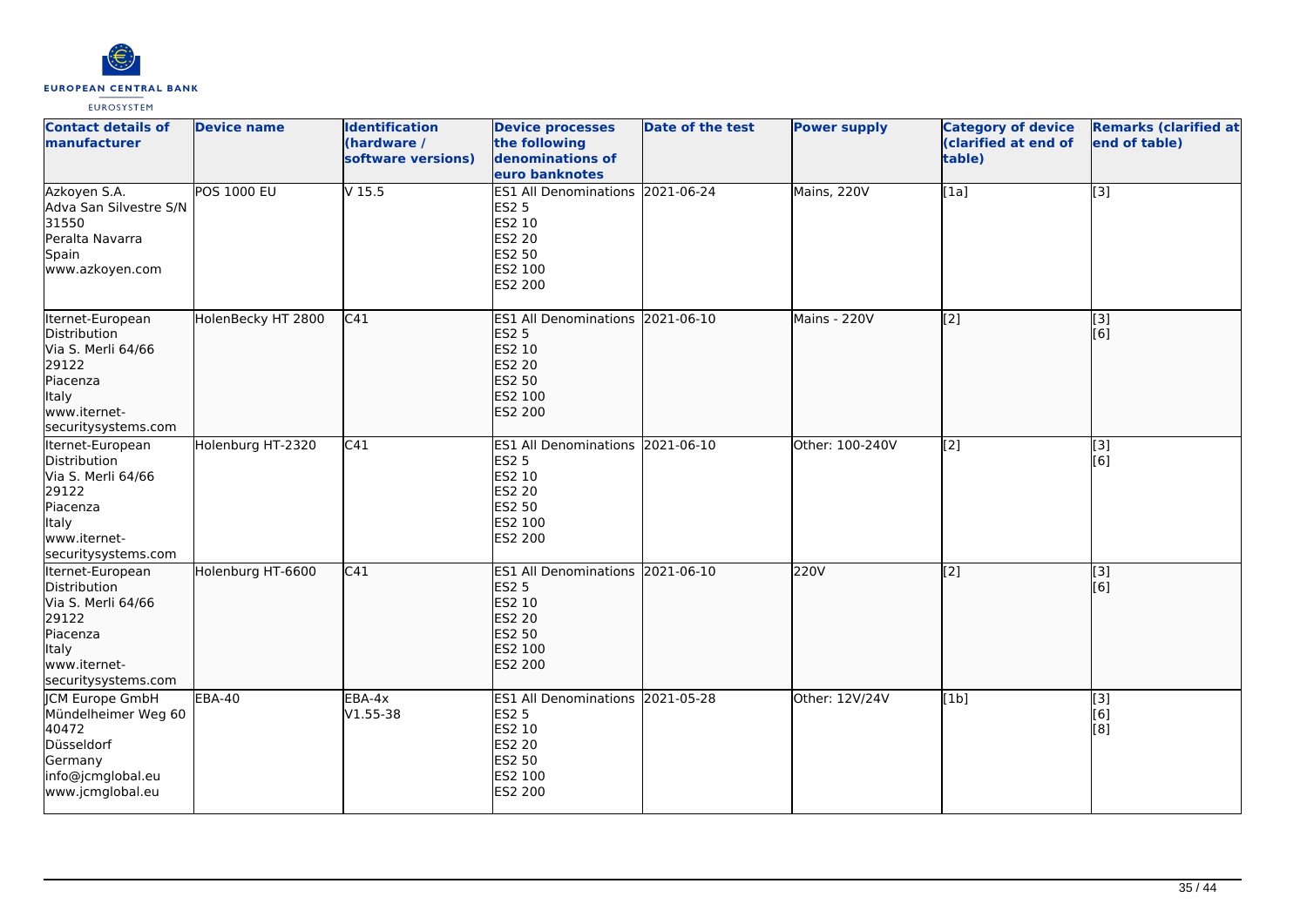| Contact details of manufacturer | Device name | Identification (hardware / software versions) | Device processes the following denominations of euro banknotes | Date of the test | Power supply | Category of device (clarified at end of table) | Remarks (clarified at end of table) |
|---|---|---|---|---|---|---|---|
| Azkoyen S.A.<br>Adva San Silvestre S/N<br>31550<br>Peralta Navarra<br>Spain<br>www.azkoyen.com | POS 1000 EU | V 15.5 | ES1 All Denominations<br>ES2 5<br>ES2 10<br>ES2 20<br>ES2 50<br>ES2 100<br>ES2 200 | 2021-06-24 | Mains, 220V | [1a] | [3] |
| Iternet-European Distribution<br>Via S. Merli 64/66<br>29122<br>Piacenza<br>Italy<br>www.iternet-securitysystems.com | HolenBecky HT 2800 | C41 | ES1 All Denominations<br>ES2 5<br>ES2 10<br>ES2 20<br>ES2 50<br>ES2 100<br>ES2 200 | 2021-06-10 | Mains - 220V | [2] | [3]<br>[6] |
| Iternet-European Distribution<br>Via S. Merli 64/66<br>29122<br>Piacenza<br>Italy<br>www.iternet-securitysystems.com | Holenburg HT-2320 | C41 | ES1 All Denominations<br>ES2 5<br>ES2 10<br>ES2 20<br>ES2 50<br>ES2 100<br>ES2 200 | 2021-06-10 | Other: 100-240V | [2] | [3]<br>[6] |
| Iternet-European Distribution<br>Via S. Merli 64/66<br>29122<br>Piacenza<br>Italy<br>www.iternet-securitysystems.com | Holenburg HT-6600 | C41 | ES1 All Denominations<br>ES2 5<br>ES2 10<br>ES2 20<br>ES2 50<br>ES2 100<br>ES2 200 | 2021-06-10 | 220V | [2] | [3]<br>[6] |
| JCM Europe GmbH<br>Mündelheimer Weg 60<br>40472<br>Düsseldorf<br>Germany<br>info@jcmglobal.eu<br>www.jcmglobal.eu | EBA-40 | EBA-4x<br>V1.55-38 | ES1 All Denominations<br>ES2 5<br>ES2 10<br>ES2 20<br>ES2 50<br>ES2 100<br>ES2 200 | 2021-05-28 | Other: 12V/24V | [1b] | [3]<br>[6]<br>[8] |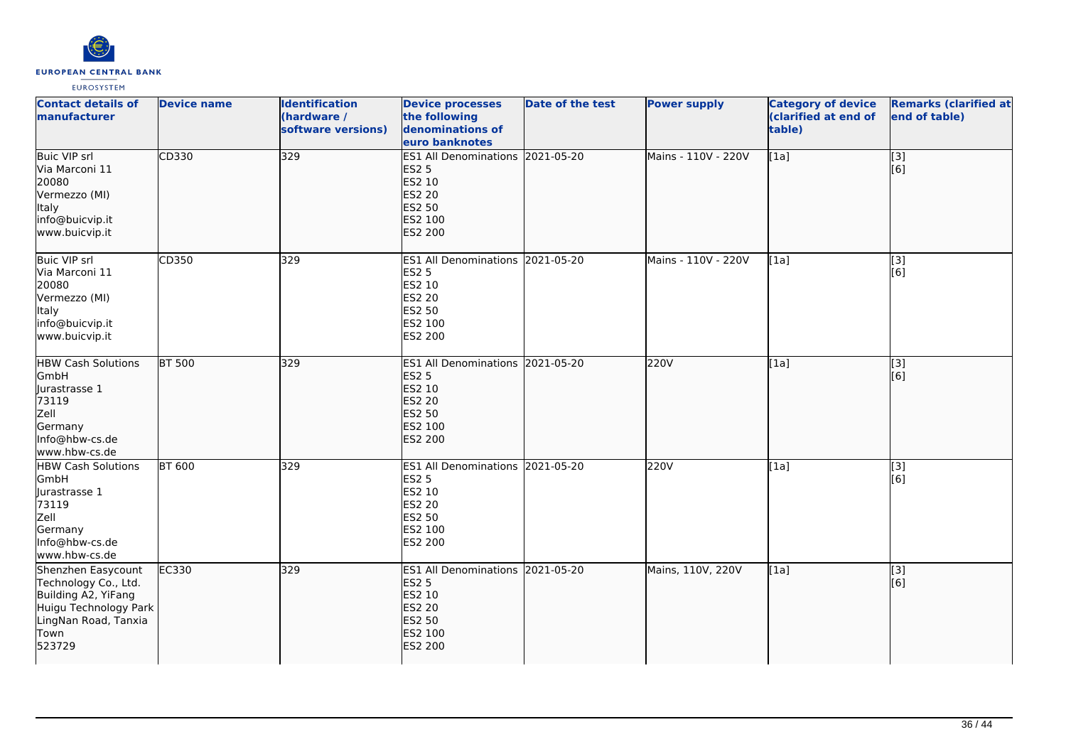| Contact details of manufacturer | Device name | Identification (hardware / software versions) | Device processes the following denominations of euro banknotes | Date of the test | Power supply | Category of device (clarified at end of table) | Remarks (clarified at end of table) |
|---|---|---|---|---|---|---|---|
| Buic VIP srl<br>Via Marconi 11<br>20080<br>Vermezzo (MI)<br>Italy<br>info@buicvip.it<br>www.buicvip.it | CD330 | 329 | ES1 All Denominations<br>ES2 5<br>ES2 10<br>ES2 20<br>ES2 50<br>ES2 100<br>ES2 200 | 2021-05-20 | Mains - 110V - 220V | [1a] | [3]<br>[6] |
| Buic VIP srl<br>Via Marconi 11<br>20080<br>Vermezzo (MI)<br>Italy<br>info@buicvip.it<br>www.buicvip.it | CD350 | 329 | ES1 All Denominations<br>ES2 5<br>ES2 10<br>ES2 20<br>ES2 50<br>ES2 100<br>ES2 200 | 2021-05-20 | Mains - 110V - 220V | [1a] | [3]<br>[6] |
| HBW Cash Solutions GmbH<br>Jurastrasse 1<br>73119<br>Zell<br>Germany<br>Info@hbw-cs.de<br>www.hbw-cs.de | BT 500 | 329 | ES1 All Denominations<br>ES2 5<br>ES2 10<br>ES2 20<br>ES2 50<br>ES2 100<br>ES2 200 | 2021-05-20 | 220V | [1a] | [3]<br>[6] |
| HBW Cash Solutions GmbH<br>Jurastrasse 1<br>73119<br>Zell<br>Germany<br>Info@hbw-cs.de<br>www.hbw-cs.de | BT 600 | 329 | ES1 All Denominations<br>ES2 5<br>ES2 10<br>ES2 20<br>ES2 50<br>ES2 100<br>ES2 200 | 2021-05-20 | 220V | [1a] | [3]<br>[6] |
| Shenzhen Easycount Technology Co., Ltd.<br>Building A2, YiFang Huigu Technology Park LingNan Road, Tanxia Town<br>523729 | EC330 | 329 | ES1 All Denominations<br>ES2 5<br>ES2 10<br>ES2 20<br>ES2 50<br>ES2 100<br>ES2 200 | 2021-05-20 | Mains, 110V, 220V | [1a] | [3]<br>[6] |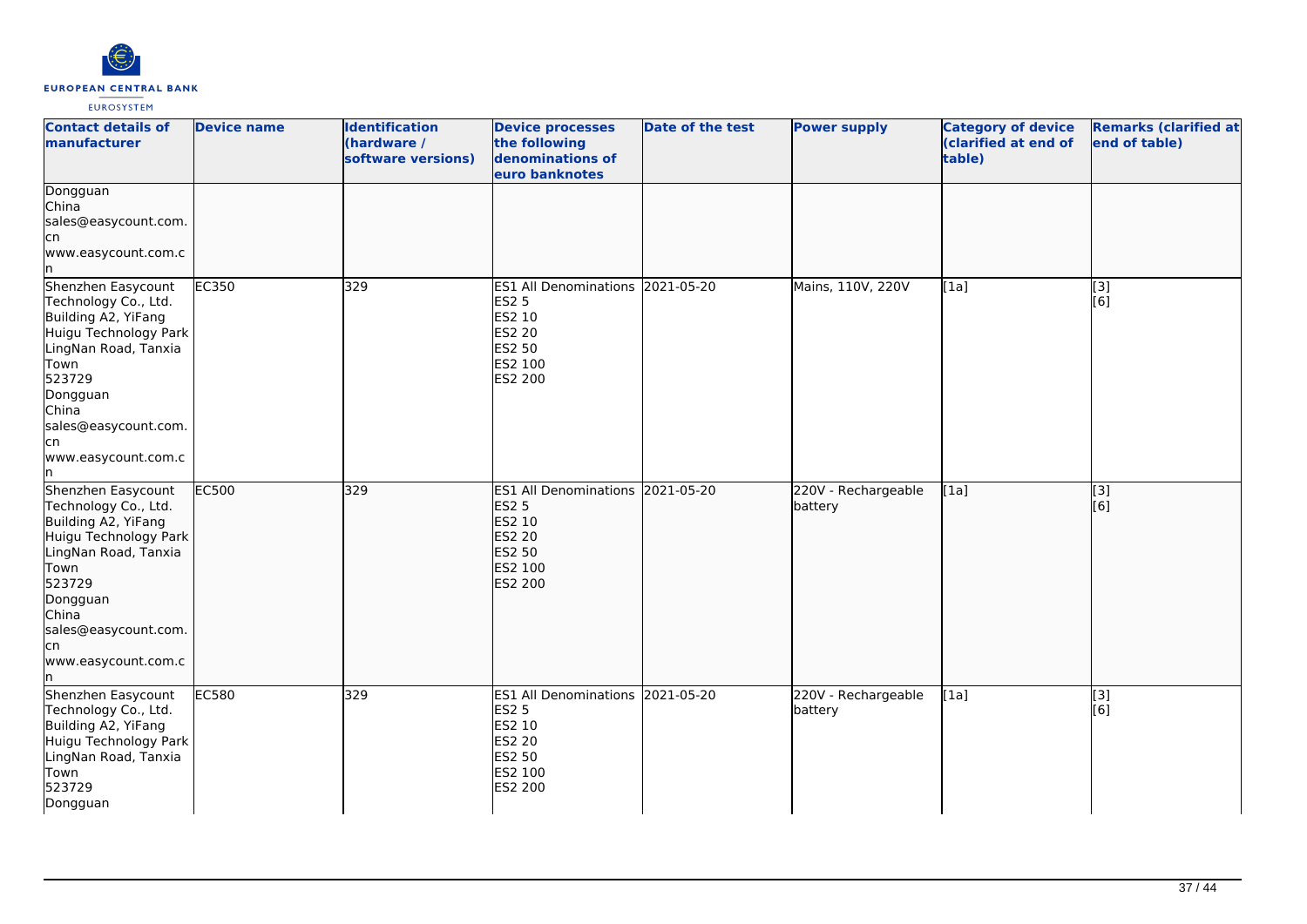| Contact details of manufacturer | Device name | Identification (hardware / software versions) | Device processes the following denominations of euro banknotes | Date of the test | Power supply | Category of device (clarified at end of table) | Remarks (clarified at end of table) |
|---|---|---|---|---|---|---|---|
| Dongguan<br>China<br>sales@easycount.com.cn<br>www.easycount.com.cn | | | | | | | |
| Shenzhen Easycount Technology Co., Ltd.<br>Building A2, YiFang Huigu Technology Park LingNan Road, Tanxia Town<br>523729<br>Dongguan<br>China<br>sales@easycount.com.cn<br>www.easycount.com.cn | EC350 | 329 | ES1 All Denominations<br>ES2 5<br>ES2 10<br>ES2 20<br>ES2 50<br>ES2 100<br>ES2 200 | 2021-05-20 | Mains, 110V, 220V | [1a] | [3]<br>[6] |
| Shenzhen Easycount Technology Co., Ltd.<br>Building A2, YiFang Huigu Technology Park LingNan Road, Tanxia Town<br>523729<br>Dongguan<br>China<br>sales@easycount.com.cn<br>www.easycount.com.cn | EC500 | 329 | ES1 All Denominations<br>ES2 5<br>ES2 10<br>ES2 20<br>ES2 50<br>ES2 100<br>ES2 200 | 2021-05-20 | 220V - Rechargeable battery | [1a] | [3]<br>[6] |
| Shenzhen Easycount Technology Co., Ltd.<br>Building A2, YiFang Huigu Technology Park LingNan Road, Tanxia Town<br>523729<br>Dongguan | EC580 | 329 | ES1 All Denominations<br>ES2 5<br>ES2 10<br>ES2 20<br>ES2 50<br>ES2 100<br>ES2 200 | 2021-05-20 | 220V - Rechargeable battery | [1a] | [3]<br>[6] |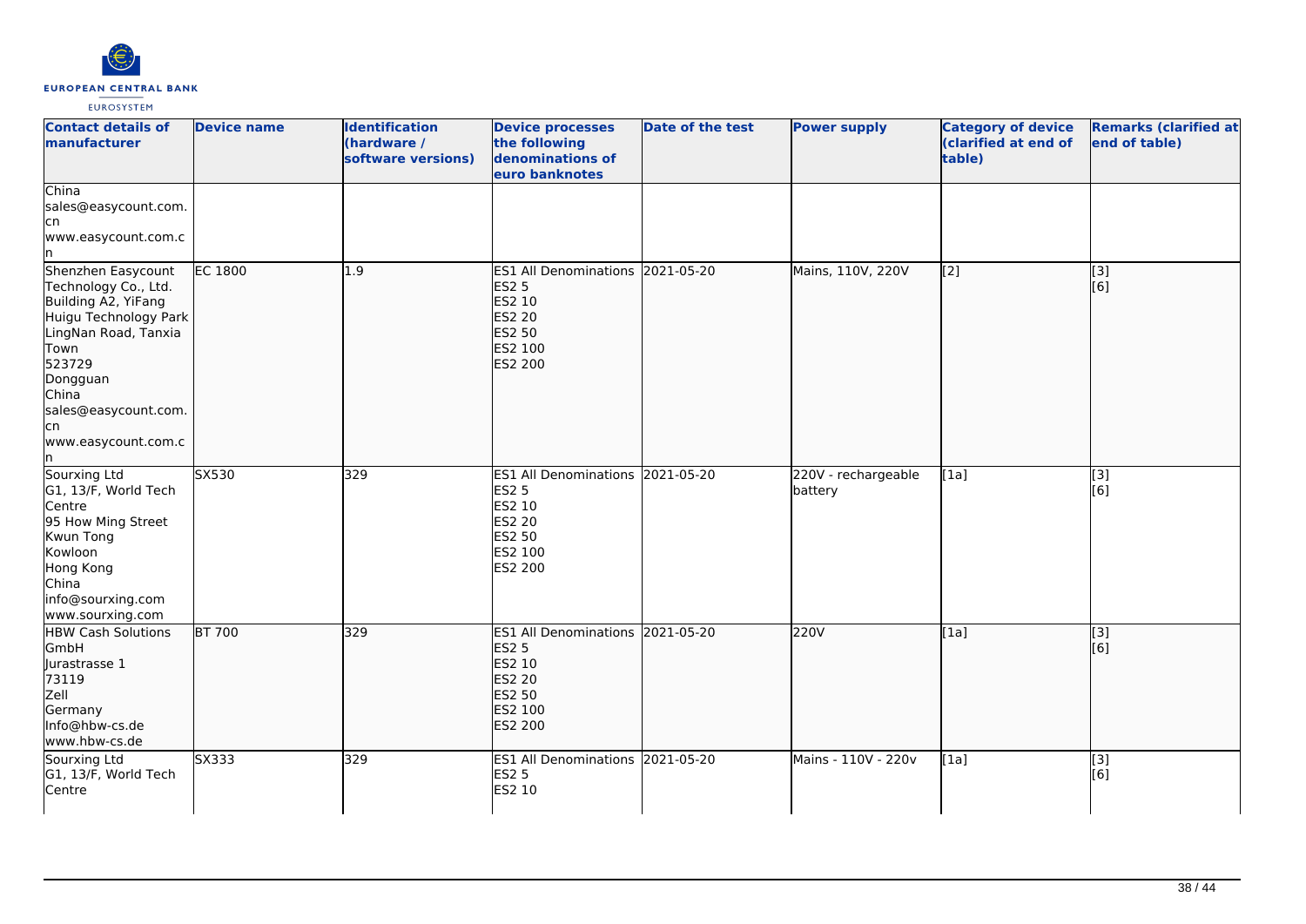| Contact details of manufacturer | Device name | Identification (hardware / software versions) | Device processes the following denominations of euro banknotes | Date of the test | Power supply | Category of device (clarified at end of table) | Remarks (clarified at end of table) |
|---|---|---|---|---|---|---|---|
| China<br>sales@easycount.com.cn<br>www.easycount.com.cn | | | | | | | |
| Shenzhen Easycount Technology Co., Ltd.<br>Building A2, YiFang Huigu Technology Park<br>LingNan Road, Tanxia Town<br>523729<br>Dongguan<br>China<br>sales@easycount.com.cn<br>www.easycount.com.cn | EC 1800 | 1.9 | ES1 All Denominations<br>ES2 5<br>ES2 10<br>ES2 20<br>ES2 50<br>ES2 100<br>ES2 200 | 2021-05-20 | Mains, 110V, 220V | [2] | [3]<br>[6] |
| Sourxing Ltd<br>G1, 13/F, World Tech Centre<br>95 How Ming Street<br>Kwun Tong<br>Kowloon<br>Hong Kong<br>China<br>info@sourxing.com<br>www.sourxing.com | SX530 | 329 | ES1 All Denominations<br>ES2 5<br>ES2 10<br>ES2 20<br>ES2 50<br>ES2 100<br>ES2 200 | 2021-05-20 | 220V - rechargeable battery | [1a] | [3]<br>[6] |
| HBW Cash Solutions GmbH<br>Jurastrasse 1<br>73119<br>Zell<br>Germany<br>Info@hbw-cs.de<br>www.hbw-cs.de | BT 700 | 329 | ES1 All Denominations<br>ES2 5<br>ES2 10<br>ES2 20<br>ES2 50<br>ES2 100<br>ES2 200 | 2021-05-20 | 220V | [1a] | [3]<br>[6] |
| Sourxing Ltd<br>G1, 13/F, World Tech Centre | SX333 | 329 | ES1 All Denominations<br>ES2 5<br>ES2 10 | 2021-05-20 | Mains - 110V - 220v | [1a] | [3]<br>[6] |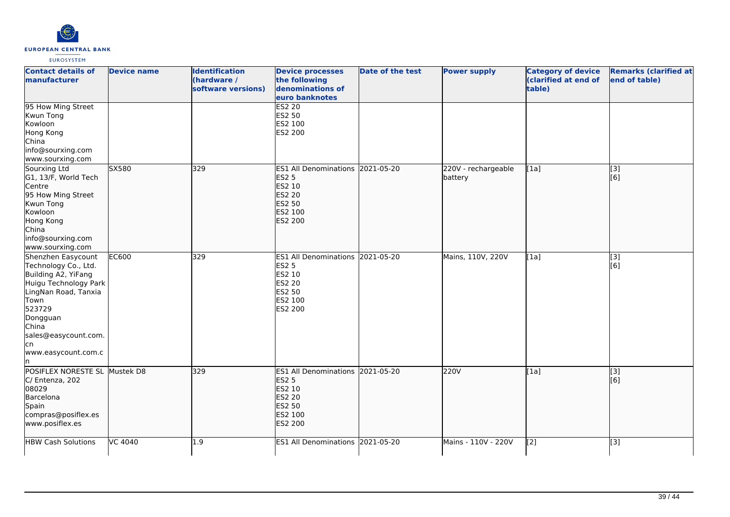| Contact details of manufacturer | Device name | Identification (hardware / software versions) | Device processes the following denominations of euro banknotes | Date of the test | Power supply | Category of device (clarified at end of table) | Remarks (clarified at end of table) |
|---|---|---|---|---|---|---|---|
| 95 How Ming Street<br>Kwun Tong<br>Kowloon<br>Hong Kong<br>China<br>info@sourxing.com<br>www.sourxing.com | | | ES2 20<br>ES2 50<br>ES2 100<br>ES2 200 | | | | |
| Sourxing Ltd<br>G1, 13/F, World Tech Centre<br>95 How Ming Street<br>Kwun Tong<br>Kowloon<br>Hong Kong<br>China<br>info@sourxing.com<br>www.sourxing.com | SX580 | 329 | ES1 All Denominations<br>ES2 5<br>ES2 10<br>ES2 20<br>ES2 50<br>ES2 100<br>ES2 200 | 2021-05-20 | 220V - rechargeable battery | [1a] | [3]<br>[6] |
| Shenzhen Easycount Technology Co., Ltd.<br>Building A2, YiFang Huigu Technology Park<br>LingNan Road, Tanxia Town<br>523729<br>Dongguan<br>China<br>sales@easycount.com.cn<br>www.easycount.com.cn | EC600 | 329 | ES1 All Denominations<br>ES2 5<br>ES2 10<br>ES2 20<br>ES2 50<br>ES2 100<br>ES2 200 | 2021-05-20 | Mains, 110V, 220V | [1a] | [3]<br>[6] |
| POSIFLEX NORESTE SL<br>C/ Entenza, 202<br>08029<br>Barcelona<br>Spain<br>compras@posiflex.es<br>www.posiflex.es | Mustek D8 | 329 | ES1 All Denominations<br>ES2 5<br>ES2 10<br>ES2 20<br>ES2 50<br>ES2 100<br>ES2 200 | 2021-05-20 | 220V | [1a] | [3]<br>[6] |
| HBW Cash Solutions | VC 4040 | 1.9 | ES1 All Denominations | 2021-05-20 | Mains - 110V - 220V | [2] | [3] |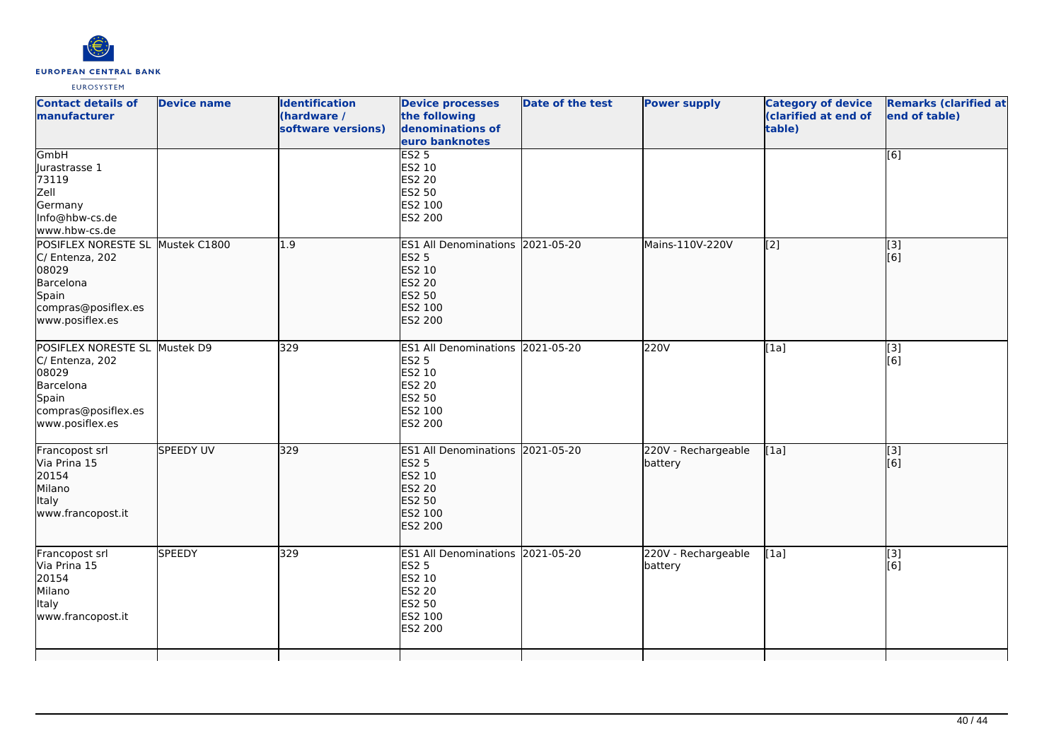| Contact details of manufacturer | Device name | Identification (hardware / software versions) | Device processes the following denominations of euro banknotes | Date of the test | Power supply | Category of device (clarified at end of table) | Remarks (clarified at end of table) |
|---|---|---|---|---|---|---|---|
| GmbH<br>Jurastrasse 1<br>73119<br>Zell<br>Germany<br>Info@hbw-cs.de<br>www.hbw-cs.de | | | ES2 5<br>ES2 10<br>ES2 20<br>ES2 50<br>ES2 100<br>ES2 200 | | | | [6] |
| POSIFLEX NORESTE SL<br>C/ Entenza, 202<br>08029<br>Barcelona<br>Spain<br>compras@posiflex.es<br>www.posiflex.es | Mustek C1800 | 1.9 | ES1 All Denominations<br>ES2 5<br>ES2 10<br>ES2 20<br>ES2 50<br>ES2 100<br>ES2 200 | 2021-05-20 | Mains-110V-220V | [2] | [3]<br>[6] |
| POSIFLEX NORESTE SL<br>C/ Entenza, 202<br>08029<br>Barcelona<br>Spain<br>compras@posiflex.es<br>www.posiflex.es | Mustek D9 | 329 | ES1 All Denominations<br>ES2 5<br>ES2 10<br>ES2 20<br>ES2 50<br>ES2 100<br>ES2 200 | 2021-05-20 | 220V | [1a] | [3]<br>[6] |
| Francopost srl<br>Via Prina 15<br>20154<br>Milano<br>Italy<br>www.francopost.it | SPEEDY UV | 329 | ES1 All Denominations<br>ES2 5<br>ES2 10<br>ES2 20<br>ES2 50<br>ES2 100<br>ES2 200 | 2021-05-20 | 220V - Rechargeable battery | [1a] | [3]<br>[6] |
| Francopost srl<br>Via Prina 15<br>20154<br>Milano<br>Italy<br>www.francopost.it | SPEEDY | 329 | ES1 All Denominations<br>ES2 5<br>ES2 10<br>ES2 20<br>ES2 50<br>ES2 100<br>ES2 200 | 2021-05-20 | 220V - Rechargeable battery | [1a] | [3]<br>[6] |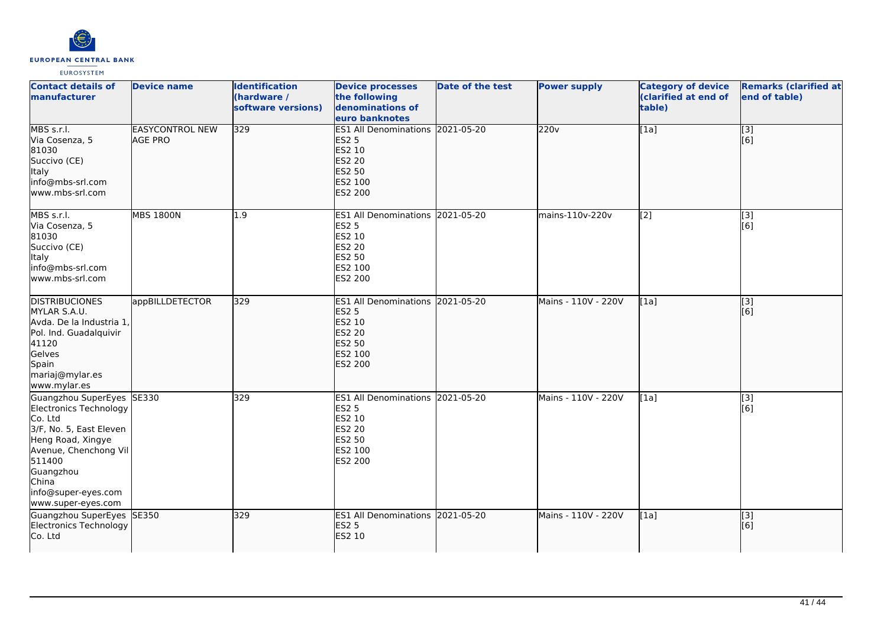| Contact details of manufacturer | Device name | Identification (hardware / software versions) | Device processes the following denominations of euro banknotes | Date of the test | Power supply | Category of device (clarified at end of table) | Remarks (clarified at end of table) |
|---|---|---|---|---|---|---|---|
| MBS s.r.l.<br>Via Cosenza, 5<br>81030<br>Succivo (CE)<br>Italy<br>info@mbs-srl.com<br>www.mbs-srl.com | EASYCONTROL NEW AGE PRO | 329 | ES1 All Denominations<br>ES2 5<br>ES2 10<br>ES2 20<br>ES2 50<br>ES2 100<br>ES2 200 | 2021-05-20 | 220v | [1a] | [3]<br>[6] |
| MBS s.r.l.<br>Via Cosenza, 5<br>81030<br>Succivo (CE)<br>Italy<br>info@mbs-srl.com<br>www.mbs-srl.com | MBS 1800N | 1.9 | ES1 All Denominations<br>ES2 5<br>ES2 10<br>ES2 20<br>ES2 50<br>ES2 100<br>ES2 200 | 2021-05-20 | mains-110v-220v | [2] | [3]<br>[6] |
| DISTRIBUCIONES MYLAR S.A.U.<br>Avda. De la Industria 1, Pol. Ind. Guadalquivir<br>41120<br>Gelves<br>Spain<br>mariaj@mylar.es<br>www.mylar.es | appBILLDETECTOR | 329 | ES1 All Denominations<br>ES2 5<br>ES2 10<br>ES2 20<br>ES2 50<br>ES2 100<br>ES2 200 | 2021-05-20 | Mains - 110V - 220V | [1a] | [3]<br>[6] |
| Guangzhou SuperEyes Electronics Technology Co. Ltd<br>3/F, No. 5, East Eleven Heng Road, Xingye Avenue, Chenchong Vil<br>511400<br>Guangzhou<br>China<br>info@super-eyes.com<br>www.super-eyes.com | SE330 | 329 | ES1 All Denominations<br>ES2 5<br>ES2 10<br>ES2 20<br>ES2 50<br>ES2 100<br>ES2 200 | 2021-05-20 | Mains - 110V - 220V | [1a] | [3]<br>[6] |
| Guangzhou SuperEyes Electronics Technology Co. Ltd | SE350 | 329 | ES1 All Denominations<br>ES2 5<br>ES2 10 | 2021-05-20 | Mains - 110V - 220V | [1a] | [3]<br>[6] |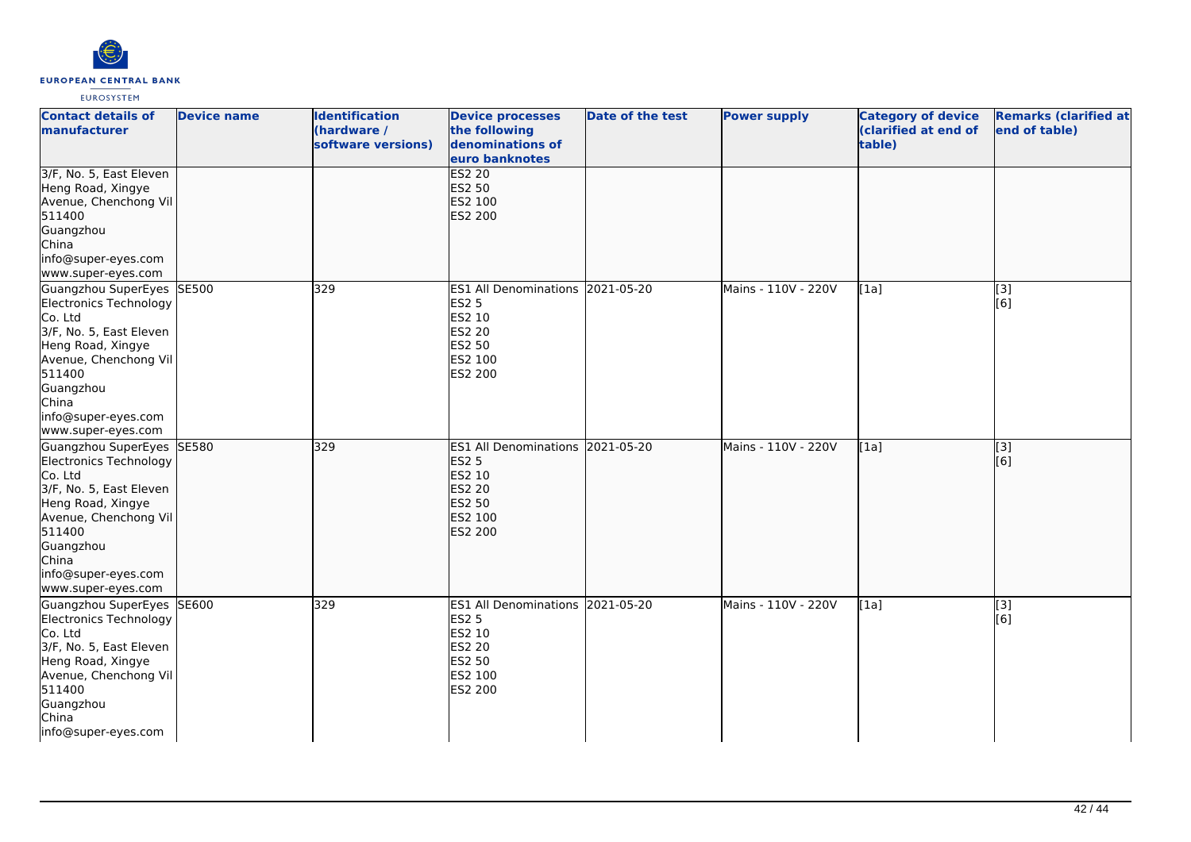| Contact details of manufacturer | Device name | Identification (hardware / software versions) | Device processes the following denominations of euro banknotes | Date of the test | Power supply | Category of device (clarified at end of table) | Remarks (clarified at end of table) |
|---|---|---|---|---|---|---|---|
| 3/F, No. 5, East Eleven Heng Road, Xingye Avenue, Chenchong Vil 511400 Guangzhou China info@super-eyes.com www.super-eyes.com | | | ES2 20<br>ES2 50<br>ES2 100<br>ES2 200 | | | | |
| Guangzhou SuperEyes Electronics Technology Co. Ltd 3/F, No. 5, East Eleven Heng Road, Xingye Avenue, Chenchong Vil 511400 Guangzhou China info@super-eyes.com www.super-eyes.com | SE500 | 329 | ES1 All Denominations<br>ES2 5<br>ES2 10<br>ES2 20<br>ES2 50<br>ES2 100<br>ES2 200 | 2021-05-20 | Mains - 110V - 220V | [1a] | [3]<br>[6] |
| Guangzhou SuperEyes Electronics Technology Co. Ltd 3/F, No. 5, East Eleven Heng Road, Xingye Avenue, Chenchong Vil 511400 Guangzhou China info@super-eyes.com www.super-eyes.com | SE580 | 329 | ES1 All Denominations<br>ES2 5<br>ES2 10<br>ES2 20<br>ES2 50<br>ES2 100<br>ES2 200 | 2021-05-20 | Mains - 110V - 220V | [1a] | [3]<br>[6] |
| Guangzhou SuperEyes Electronics Technology Co. Ltd 3/F, No. 5, East Eleven Heng Road, Xingye Avenue, Chenchong Vil 511400 Guangzhou China info@super-eyes.com | SE600 | 329 | ES1 All Denominations<br>ES2 5<br>ES2 10<br>ES2 20<br>ES2 50<br>ES2 100<br>ES2 200 | 2021-05-20 | Mains - 110V - 220V | [1a] | [3]<br>[6] |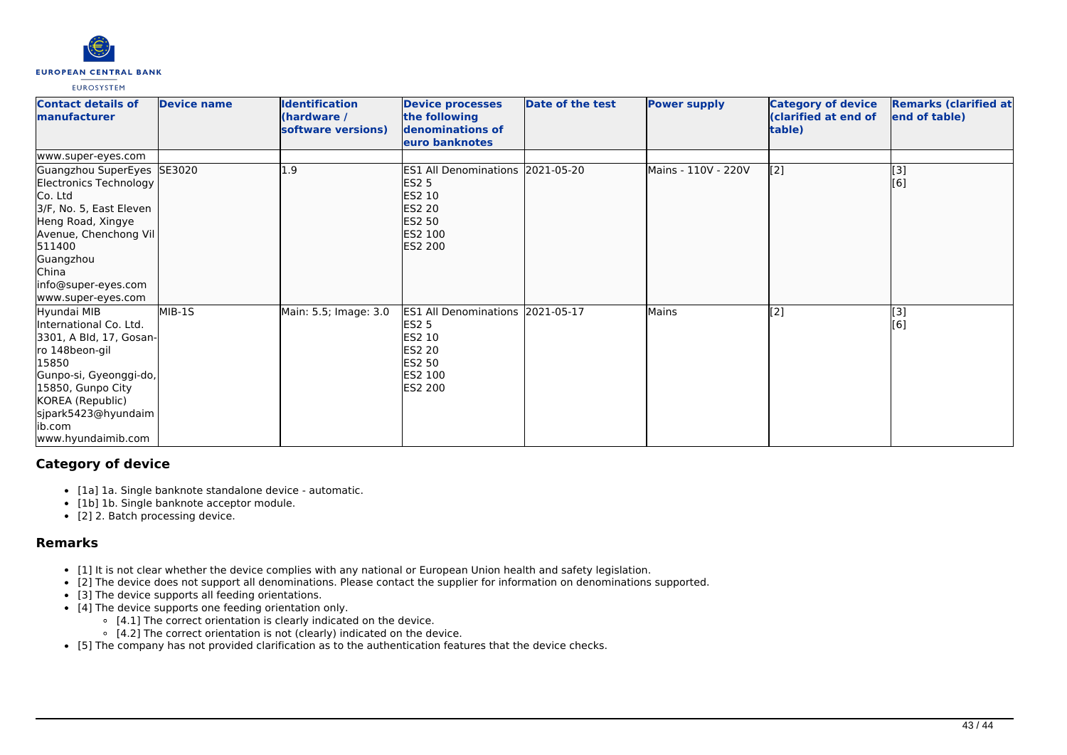| Contact details of manufacturer | Device name | Identification (hardware / software versions) | Device processes the following denominations of euro banknotes | Date of the test | Power supply | Category of device (clarified at end of table) | Remarks (clarified at end of table) |
|---|---|---|---|---|---|---|---|
| www.super-eyes.com | | | | | | | |
| Guangzhou SuperEyes Electronics Technology Co. Ltd<br>3/F, No. 5, East Eleven Heng Road, Xingye Avenue, Chenchong Vil<br>511400<br>Guangzhou<br>China<br>info@super-eyes.com<br>www.super-eyes.com | SE3020 | 1.9 | ES1 All Denominations<br>ES2 5<br>ES2 10<br>ES2 20<br>ES2 50<br>ES2 100<br>ES2 200 | 2021-05-20 | Mains - 110V - 220V | [2] | [3]<br>[6] |
| Hyundai MIB International Co. Ltd.<br>3301, A Bld, 17, Gosan-ro 148beon-gil<br>15850<br>Gunpo-si, Gyeonggi-do, 15850, Gunpo City<br>KOREA (Republic)<br>sjpark5423@hyundaimib.com<br>www.hyundaimib.com | MIB-1S | Main: 5.5; Image: 3.0 | ES1 All Denominations<br>ES2 5<br>ES2 10<br>ES2 20<br>ES2 50<br>ES2 100<br>ES2 200 | 2021-05-17 | Mains | [2] | [3]<br>[6] |

## Category of device

- [1a] 1a. Single banknote standalone device - automatic.
- [1b] 1b. Single banknote acceptor module.
- [2] 2. Batch processing device.

## Remarks

- [1] It is not clear whether the device complies with any national or European Union health and safety legislation.
- [2] The device does not support all denominations. Please contact the supplier for information on denominations supported.
- [3] The device supports all feeding orientations.
- [4] The device supports one feeding orientation only.
  - [4.1] The correct orientation is clearly indicated on the device.
  - [4.2] The correct orientation is not (clearly) indicated on the device.
- [5] The company has not provided clarification as to the authentication features that the device checks.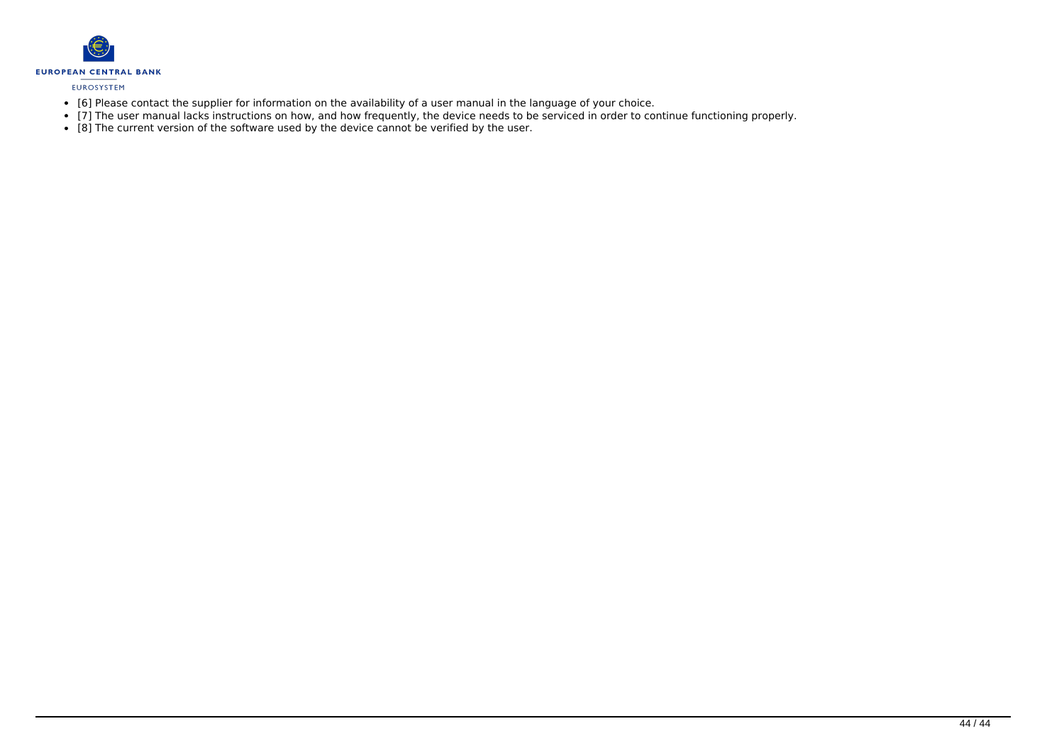- [6] Please contact the supplier for information on the availability of a user manual in the language of your choice.
- [7] The user manual lacks instructions on how, and how frequently, the device needs to be serviced in order to continue functioning properly.
- [8] The current version of the software used by the device cannot be verified by the user.